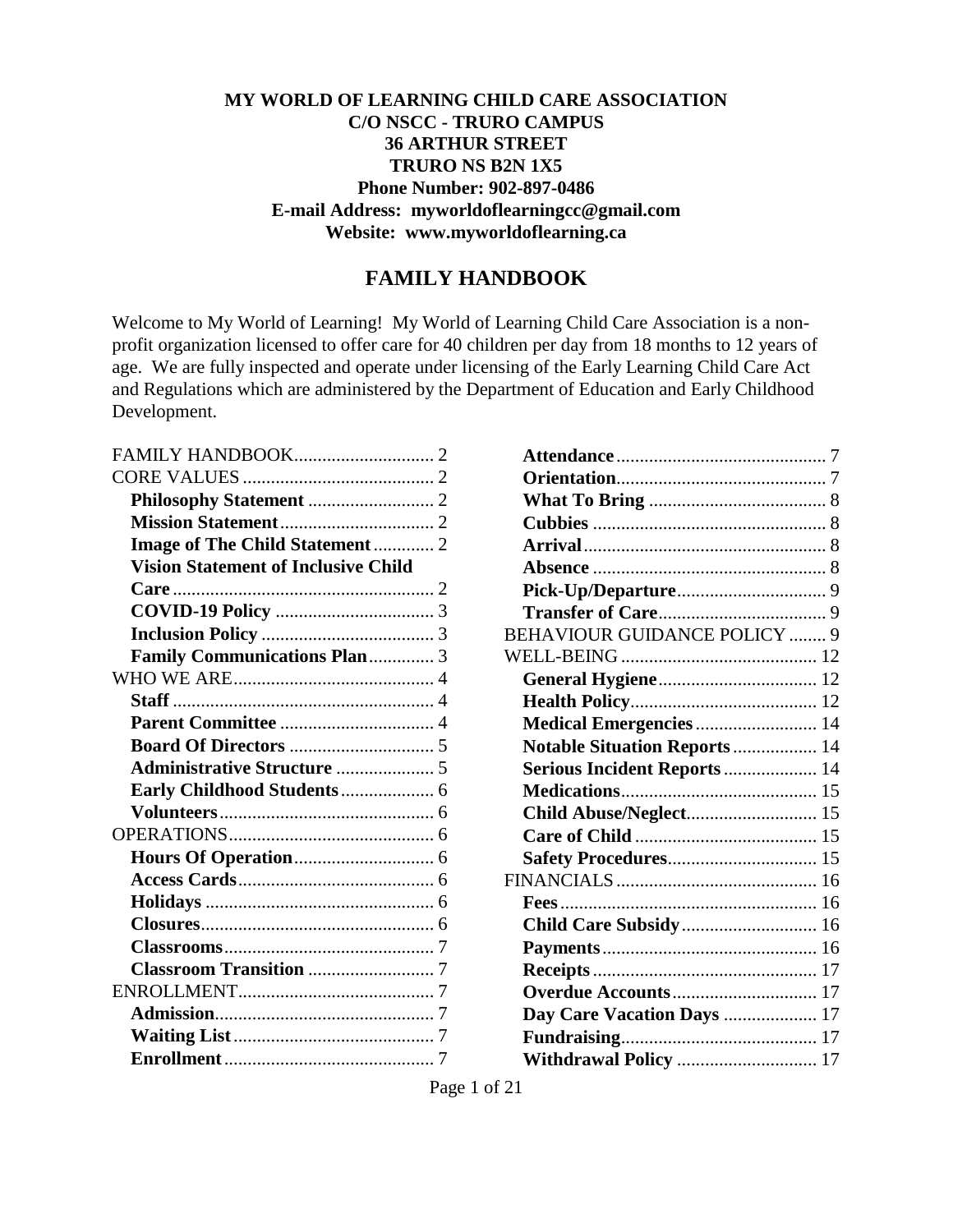**MY WORLD OF LEARNING CHILD CARE ASSOCIATION**
**C/O NSCC - TRURO CAMPUS**
**36 ARTHUR STREET**
**TRURO NS B2N 1X5**
**Phone Number: 902-897-0486**
**E-mail Address: myworldoflearningcc@gmail.com**
**Website: www.myworldoflearning.ca**

# FAMILY HANDBOOK

Welcome to My World of Learning! My World of Learning Child Care Association is a non-profit organization licensed to offer care for 40 children per day from 18 months to 12 years of age. We are fully inspected and operate under licensing of the Early Learning Child Care Act and Regulations which are administered by the Department of Education and Early Childhood Development.

FAMILY HANDBOOK .............................. 2
CORE VALUES .............................. 2
- **Philosophy Statement** .............................. 2
- **Mission Statement** .............................. 2
- **Image of The Child Statement** .............................. 2
- **Vision Statement of Inclusive Child Care** .............................. 2
- **COVID-19 Policy** .............................. 3
- **Inclusion Policy** .............................. 3
- **Family Communications Plan** .............................. 3

WHO WE ARE .............................. 4
- **Staff** .............................. 4
- **Parent Committee** .............................. 4
- **Board Of Directors** .............................. 5
- **Administrative Structure** .............................. 5
- **Early Childhood Students** .............................. 6
- **Volunteers** .............................. 6

OPERATIONS .............................. 6
- **Hours Of Operation** .............................. 6
- **Access Cards** .............................. 6
- **Holidays** .............................. 6
- **Closures** .............................. 6
- **Classrooms** .............................. 7
- **Classroom Transition** .............................. 7

ENROLLMENT .............................. 7
- **Admission** .............................. 7
- **Waiting List** .............................. 7
- **Enrollment** .............................. 7
- **Attendance** .............................. 7
- **Orientation** .............................. 7
- **What To Bring** .............................. 8
- **Cubbies** .............................. 8
- **Arrival** .............................. 8
- **Absence** .............................. 8
- **Pick-Up/Departure** .............................. 9
- **Transfer of Care** .............................. 9

BEHAVIOUR GUIDANCE POLICY .............................. 9
WELL-BEING .............................. 12
- **General Hygiene** .............................. 12
- **Health Policy** .............................. 12
- **Medical Emergencies** .............................. 14
- **Notable Situation Reports** .............................. 14
- **Serious Incident Reports** .............................. 14
- **Medications** .............................. 15
- **Child Abuse/Neglect** .............................. 15
- **Care of Child** .............................. 15
- **Safety Procedures** .............................. 15

FINANCIALS .............................. 16
- **Fees** .............................. 16
- **Child Care Subsidy** .............................. 16
- **Payments** .............................. 16
- **Receipts** .............................. 17
- **Overdue Accounts** .............................. 17
- **Day Care Vacation Days** .............................. 17
- **Fundraising** .............................. 17
- **Withdrawal Policy** .............................. 17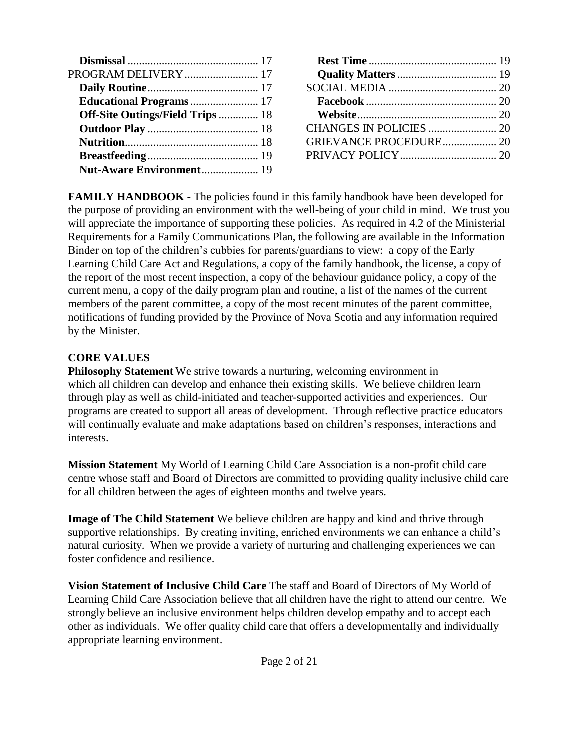**Dismissal** ............................................. 17
PROGRAM DELIVERY .......................... 17
**Daily Routine** ....................................... 17
**Educational Programs** ........................ 17
**Off-Site Outings/Field Trips** ............. 18
**Outdoor Play** ....................................... 18
**Nutrition** ............................................... 18
**Breastfeeding** ....................................... 19
**Nut-Aware Environment** .................... 19
**Rest Time** ............................................ 19
**Quality Matters** ................................... 19
SOCIAL MEDIA ...................................... 20
**Facebook** .............................................. 20
**Website** ................................................. 20
CHANGES IN POLICIES ........................ 20
GRIEVANCE PROCEDURE................... 20
PRIVACY POLICY.................................. 20

**FAMILY HANDBOOK** - The policies found in this family handbook have been developed for the purpose of providing an environment with the well-being of your child in mind. We trust you will appreciate the importance of supporting these policies. As required in 4.2 of the Ministerial Requirements for a Family Communications Plan, the following are available in the Information Binder on top of the children's cubbies for parents/guardians to view: a copy of the Early Learning Child Care Act and Regulations, a copy of the family handbook, the license, a copy of the report of the most recent inspection, a copy of the behaviour guidance policy, a copy of the current menu, a copy of the daily program plan and routine, a list of the names of the current members of the parent committee, a copy of the most recent minutes of the parent committee, notifications of funding provided by the Province of Nova Scotia and any information required by the Minister.

**CORE VALUES**

**Philosophy Statement** We strive towards a nurturing, welcoming environment in which all children can develop and enhance their existing skills. We believe children learn through play as well as child-initiated and teacher-supported activities and experiences. Our programs are created to support all areas of development. Through reflective practice educators will continually evaluate and make adaptations based on children's responses, interactions and interests.

**Mission Statement** My World of Learning Child Care Association is a non-profit child care centre whose staff and Board of Directors are committed to providing quality inclusive child care for all children between the ages of eighteen months and twelve years.

**Image of The Child Statement** We believe children are happy and kind and thrive through supportive relationships. By creating inviting, enriched environments we can enhance a child's natural curiosity. When we provide a variety of nurturing and challenging experiences we can foster confidence and resilience.

**Vision Statement of Inclusive Child Care** The staff and Board of Directors of My World of Learning Child Care Association believe that all children have the right to attend our centre. We strongly believe an inclusive environment helps children develop empathy and to accept each other as individuals. We offer quality child care that offers a developmentally and individually appropriate learning environment.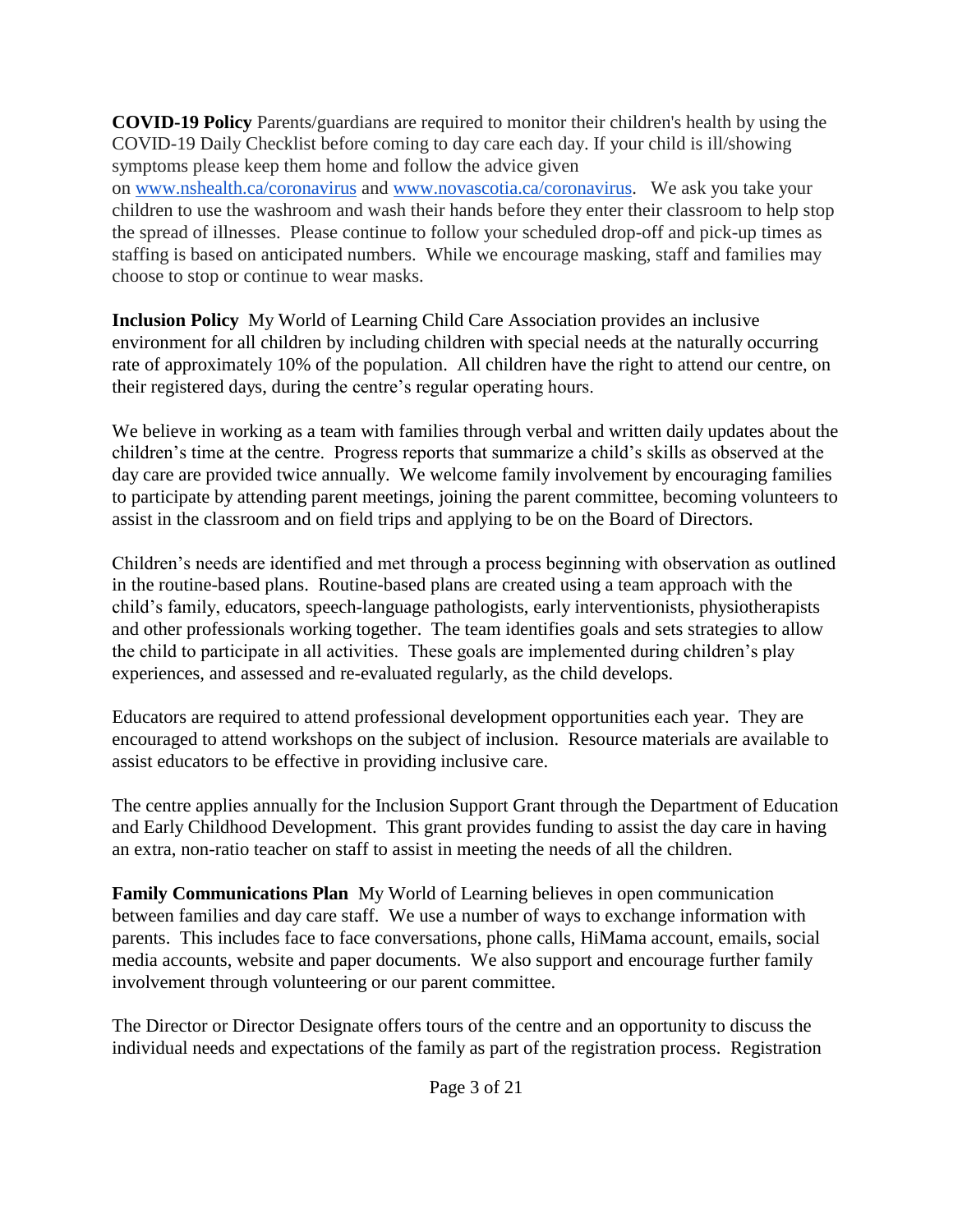**COVID-19 Policy** Parents/guardians are required to monitor their children's health by using the COVID-19 Daily Checklist before coming to day care each day. If your child is ill/showing symptoms please keep them home and follow the advice given on [www.nshealth.ca/coronavirus](http://www.nshealth.ca/coronavirus) and [www.novascotia.ca/coronavirus](http://www.novascotia.ca/coronavirus). We ask you take your children to use the washroom and wash their hands before they enter their classroom to help stop the spread of illnesses. Please continue to follow your scheduled drop-off and pick-up times as staffing is based on anticipated numbers. While we encourage masking, staff and families may choose to stop or continue to wear masks.

**Inclusion Policy** My World of Learning Child Care Association provides an inclusive environment for all children by including children with special needs at the naturally occurring rate of approximately 10% of the population. All children have the right to attend our centre, on their registered days, during the centre's regular operating hours.

We believe in working as a team with families through verbal and written daily updates about the children's time at the centre. Progress reports that summarize a child's skills as observed at the day care are provided twice annually. We welcome family involvement by encouraging families to participate by attending parent meetings, joining the parent committee, becoming volunteers to assist in the classroom and on field trips and applying to be on the Board of Directors.

Children's needs are identified and met through a process beginning with observation as outlined in the routine-based plans. Routine-based plans are created using a team approach with the child's family, educators, speech-language pathologists, early interventionists, physiotherapists and other professionals working together. The team identifies goals and sets strategies to allow the child to participate in all activities. These goals are implemented during children's play experiences, and assessed and re-evaluated regularly, as the child develops.

Educators are required to attend professional development opportunities each year. They are encouraged to attend workshops on the subject of inclusion. Resource materials are available to assist educators to be effective in providing inclusive care.

The centre applies annually for the Inclusion Support Grant through the Department of Education and Early Childhood Development. This grant provides funding to assist the day care in having an extra, non-ratio teacher on staff to assist in meeting the needs of all the children.

**Family Communications Plan** My World of Learning believes in open communication between families and day care staff. We use a number of ways to exchange information with parents. This includes face to face conversations, phone calls, HiMama account, emails, social media accounts, website and paper documents. We also support and encourage further family involvement through volunteering or our parent committee.

The Director or Director Designate offers tours of the centre and an opportunity to discuss the individual needs and expectations of the family as part of the registration process. Registration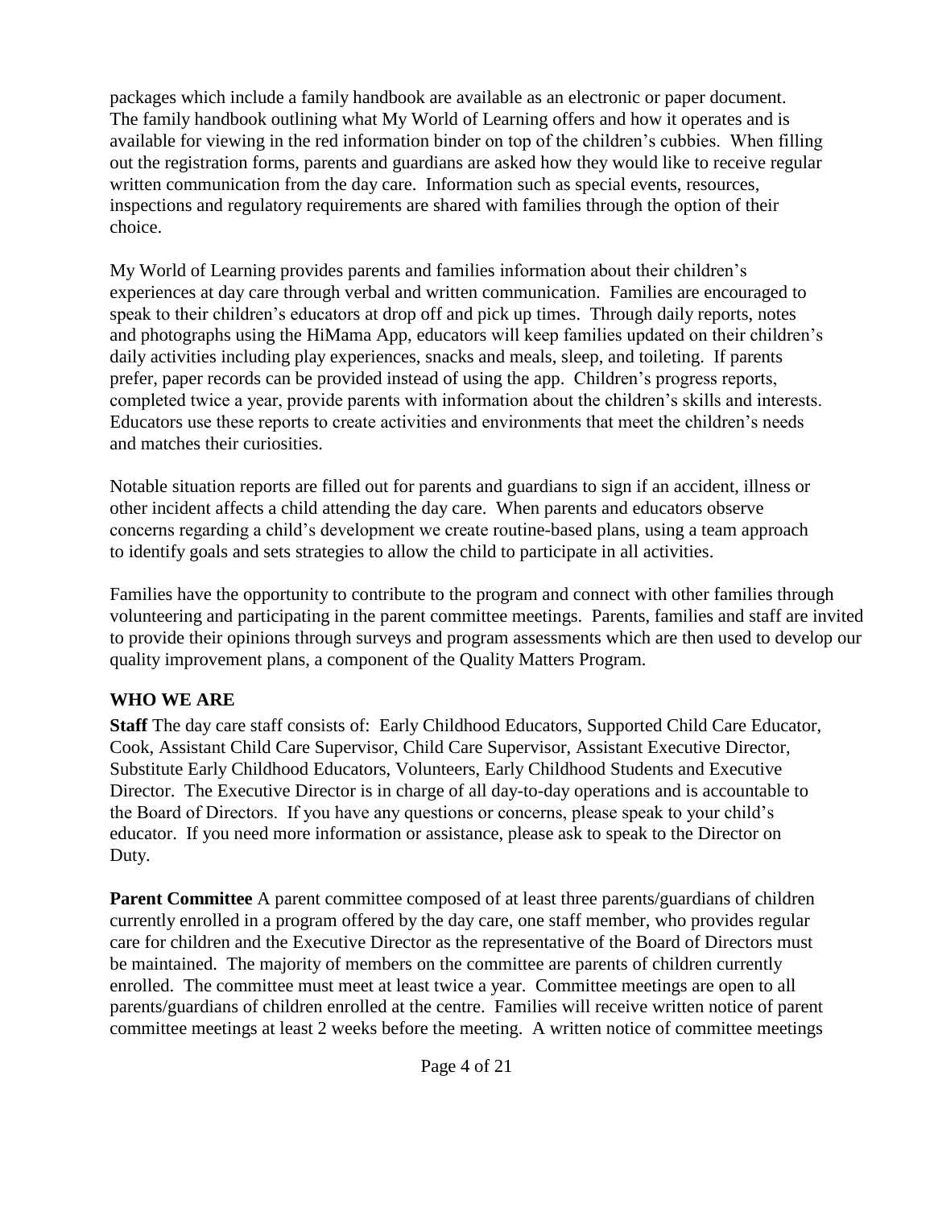packages which include a family handbook are available as an electronic or paper document. The family handbook outlining what My World of Learning offers and how it operates and is available for viewing in the red information binder on top of the children's cubbies. When filling out the registration forms, parents and guardians are asked how they would like to receive regular written communication from the day care. Information such as special events, resources, inspections and regulatory requirements are shared with families through the option of their choice.

My World of Learning provides parents and families information about their children's experiences at day care through verbal and written communication. Families are encouraged to speak to their children's educators at drop off and pick up times. Through daily reports, notes and photographs using the HiMama App, educators will keep families updated on their children's daily activities including play experiences, snacks and meals, sleep, and toileting. If parents prefer, paper records can be provided instead of using the app. Children's progress reports, completed twice a year, provide parents with information about the children's skills and interests. Educators use these reports to create activities and environments that meet the children's needs and matches their curiosities.

Notable situation reports are filled out for parents and guardians to sign if an accident, illness or other incident affects a child attending the day care. When parents and educators observe concerns regarding a child's development we create routine-based plans, using a team approach to identify goals and sets strategies to allow the child to participate in all activities.

Families have the opportunity to contribute to the program and connect with other families through volunteering and participating in the parent committee meetings. Parents, families and staff are invited to provide their opinions through surveys and program assessments which are then used to develop our quality improvement plans, a component of the Quality Matters Program.

## WHO WE ARE

**Staff** The day care staff consists of: Early Childhood Educators, Supported Child Care Educator, Cook, Assistant Child Care Supervisor, Child Care Supervisor, Assistant Executive Director, Substitute Early Childhood Educators, Volunteers, Early Childhood Students and Executive Director. The Executive Director is in charge of all day-to-day operations and is accountable to the Board of Directors. If you have any questions or concerns, please speak to your child's educator. If you need more information or assistance, please ask to speak to the Director on Duty.

**Parent Committee** A parent committee composed of at least three parents/guardians of children currently enrolled in a program offered by the day care, one staff member, who provides regular care for children and the Executive Director as the representative of the Board of Directors must be maintained. The majority of members on the committee are parents of children currently enrolled. The committee must meet at least twice a year. Committee meetings are open to all parents/guardians of children enrolled at the centre. Families will receive written notice of parent committee meetings at least 2 weeks before the meeting. A written notice of committee meetings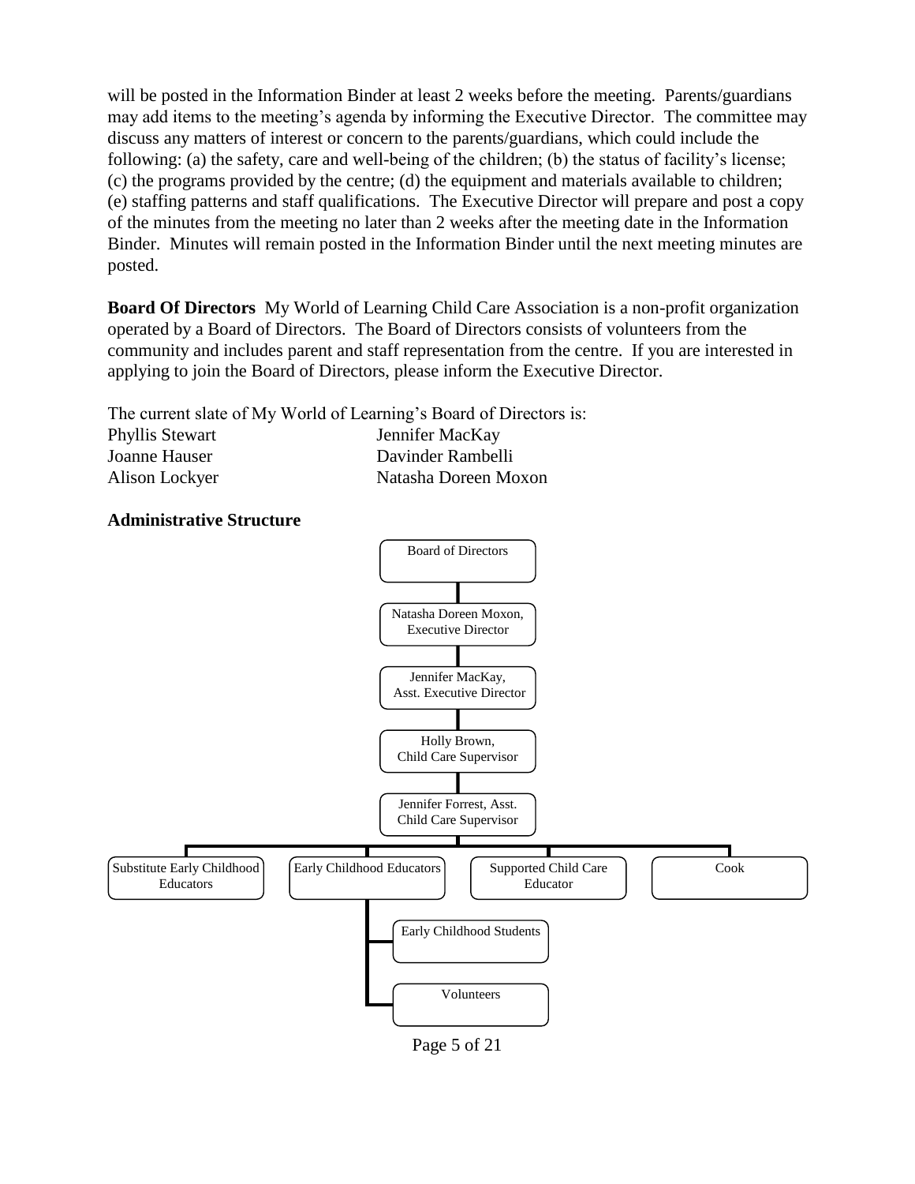will be posted in the Information Binder at least 2 weeks before the meeting. Parents/guardians may add items to the meeting's agenda by informing the Executive Director. The committee may discuss any matters of interest or concern to the parents/guardians, which could include the following: (a) the safety, care and well-being of the children; (b) the status of facility's license; (c) the programs provided by the centre; (d) the equipment and materials available to children; (e) staffing patterns and staff qualifications. The Executive Director will prepare and post a copy of the minutes from the meeting no later than 2 weeks after the meeting date in the Information Binder. Minutes will remain posted in the Information Binder until the next meeting minutes are posted.

**Board Of Directors** My World of Learning Child Care Association is a non-profit organization operated by a Board of Directors. The Board of Directors consists of volunteers from the community and includes parent and staff representation from the centre. If you are interested in applying to join the Board of Directors, please inform the Executive Director.

The current slate of My World of Learning's Board of Directors is:

| | |
|---|---|
| Phyllis Stewart | Jennifer MacKay |
| Joanne Hauser | Davinder Rambelli |
| Alison Lockyer | Natasha Doreen Moxon |

**Administrative Structure**

- Board of Directors
  - Natasha Doreen Moxon, Executive Director
    - Jennifer MacKay, Asst. Executive Director
      - Holly Brown, Child Care Supervisor
        - Jennifer Forrest, Asst. Child Care Supervisor
          - Substitute Early Childhood Educators
          - Early Childhood Educators
            - Early Childhood Students
            - Volunteers
          - Supported Child Care Educator
          - Cook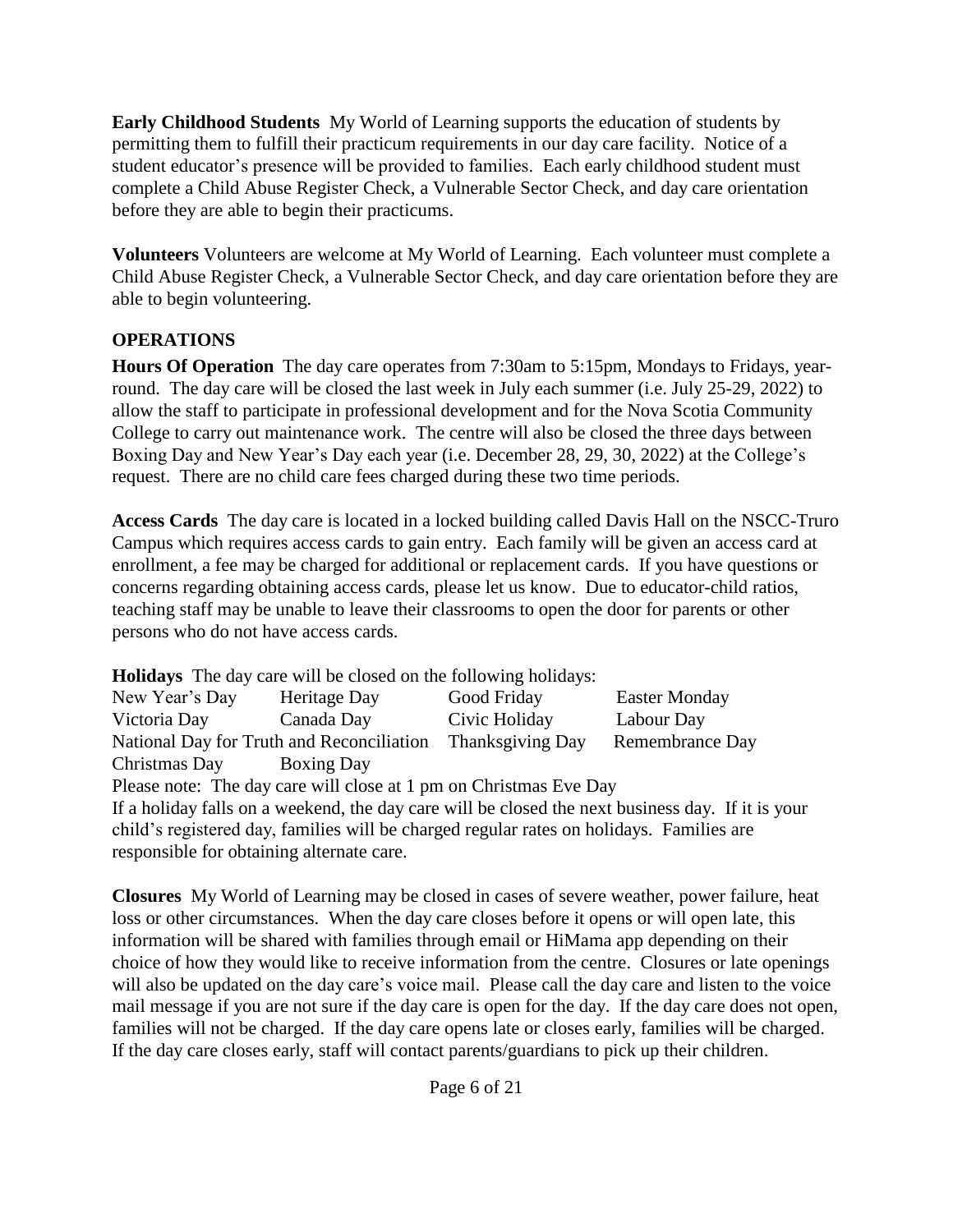**Early Childhood Students** My World of Learning supports the education of students by permitting them to fulfill their practicum requirements in our day care facility. Notice of a student educator's presence will be provided to families. Each early childhood student must complete a Child Abuse Register Check, a Vulnerable Sector Check, and day care orientation before they are able to begin their practicums.

**Volunteers** Volunteers are welcome at My World of Learning. Each volunteer must complete a Child Abuse Register Check, a Vulnerable Sector Check, and day care orientation before they are able to begin volunteering.

## OPERATIONS

**Hours Of Operation** The day care operates from 7:30am to 5:15pm, Mondays to Fridays, year-round. The day care will be closed the last week in July each summer (i.e. July 25-29, 2022) to allow the staff to participate in professional development and for the Nova Scotia Community College to carry out maintenance work. The centre will also be closed the three days between Boxing Day and New Year's Day each year (i.e. December 28, 29, 30, 2022) at the College's request. There are no child care fees charged during these two time periods.

**Access Cards** The day care is located in a locked building called Davis Hall on the NSCC-Truro Campus which requires access cards to gain entry. Each family will be given an access card at enrollment, a fee may be charged for additional or replacement cards. If you have questions or concerns regarding obtaining access cards, please let us know. Due to educator-child ratios, teaching staff may be unable to leave their classrooms to open the door for parents or other persons who do not have access cards.

**Holidays** The day care will be closed on the following holidays:

| | | | |
|---|---|---|---|
| New Year's Day | Heritage Day | Good Friday | Easter Monday |
| Victoria Day | Canada Day | Civic Holiday | Labour Day |
| National Day for Truth and Reconciliation | | Thanksgiving Day | Remembrance Day |
| Christmas Day | Boxing Day | | |

Please note: The day care will close at 1 pm on Christmas Eve Day

If a holiday falls on a weekend, the day care will be closed the next business day. If it is your child's registered day, families will be charged regular rates on holidays. Families are responsible for obtaining alternate care.

**Closures** My World of Learning may be closed in cases of severe weather, power failure, heat loss or other circumstances. When the day care closes before it opens or will open late, this information will be shared with families through email or HiMama app depending on their choice of how they would like to receive information from the centre. Closures or late openings will also be updated on the day care's voice mail. Please call the day care and listen to the voice mail message if you are not sure if the day care is open for the day. If the day care does not open, families will not be charged. If the day care opens late or closes early, families will be charged. If the day care closes early, staff will contact parents/guardians to pick up their children.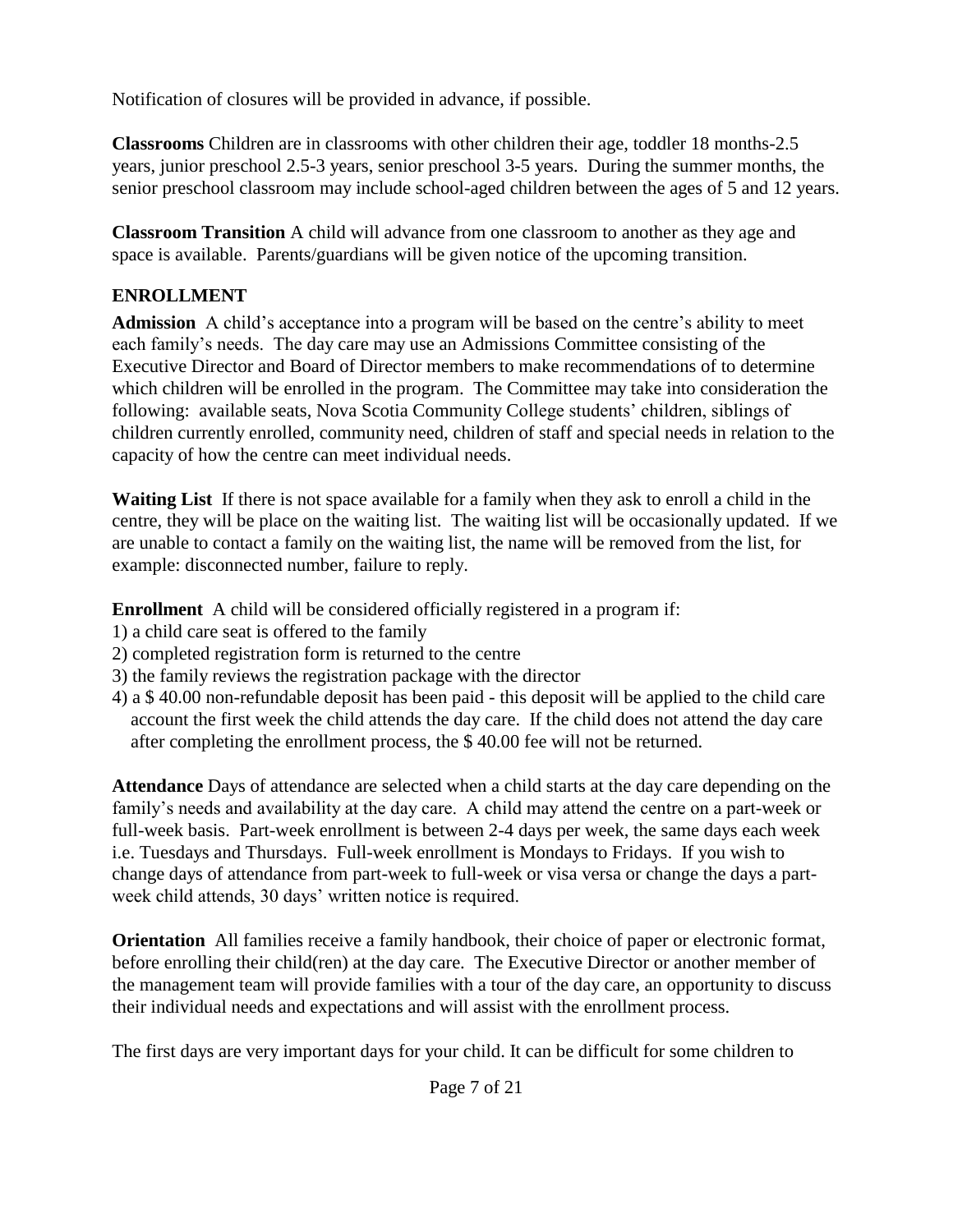Notification of closures will be provided in advance, if possible.

**Classrooms** Children are in classrooms with other children their age, toddler 18 months-2.5 years, junior preschool 2.5-3 years, senior preschool 3-5 years. During the summer months, the senior preschool classroom may include school-aged children between the ages of 5 and 12 years.

**Classroom Transition** A child will advance from one classroom to another as they age and space is available. Parents/guardians will be given notice of the upcoming transition.

## ENROLLMENT

**Admission** A child's acceptance into a program will be based on the centre's ability to meet each family's needs. The day care may use an Admissions Committee consisting of the Executive Director and Board of Director members to make recommendations of to determine which children will be enrolled in the program. The Committee may take into consideration the following: available seats, Nova Scotia Community College students' children, siblings of children currently enrolled, community need, children of staff and special needs in relation to the capacity of how the centre can meet individual needs.

**Waiting List** If there is not space available for a family when they ask to enroll a child in the centre, they will be place on the waiting list. The waiting list will be occasionally updated. If we are unable to contact a family on the waiting list, the name will be removed from the list, for example: disconnected number, failure to reply.

**Enrollment** A child will be considered officially registered in a program if:

1) a child care seat is offered to the family
2) completed registration form is returned to the centre
3) the family reviews the registration package with the director
4) a $ 40.00 non-refundable deposit has been paid - this deposit will be applied to the child care account the first week the child attends the day care. If the child does not attend the day care after completing the enrollment process, the $ 40.00 fee will not be returned.

**Attendance** Days of attendance are selected when a child starts at the day care depending on the family's needs and availability at the day care. A child may attend the centre on a part-week or full-week basis. Part-week enrollment is between 2-4 days per week, the same days each week i.e. Tuesdays and Thursdays. Full-week enrollment is Mondays to Fridays. If you wish to change days of attendance from part-week to full-week or visa versa or change the days a part-week child attends, 30 days' written notice is required.

**Orientation** All families receive a family handbook, their choice of paper or electronic format, before enrolling their child(ren) at the day care. The Executive Director or another member of the management team will provide families with a tour of the day care, an opportunity to discuss their individual needs and expectations and will assist with the enrollment process.

The first days are very important days for your child. It can be difficult for some children to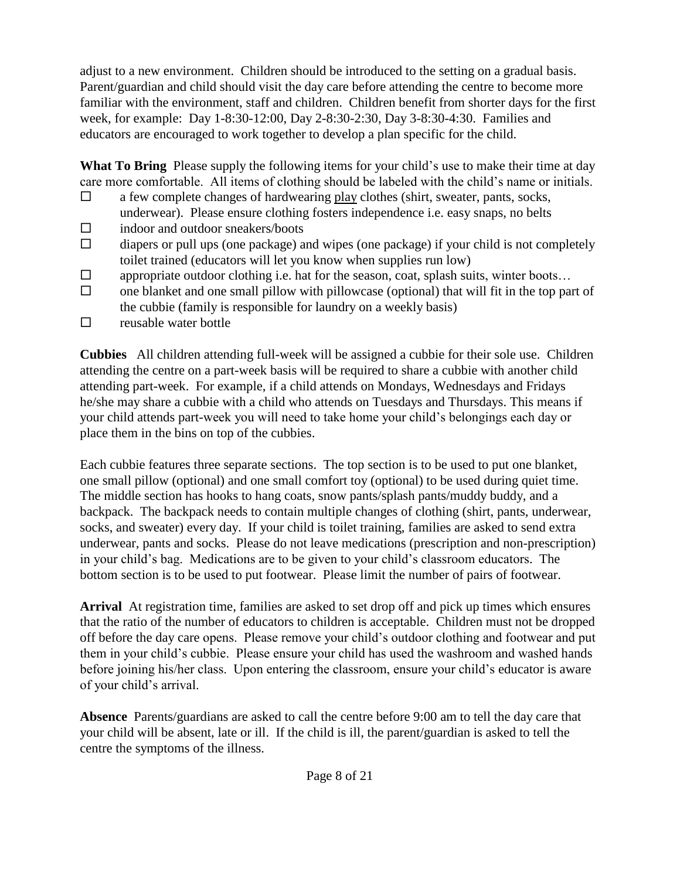adjust to a new environment. Children should be introduced to the setting on a gradual basis. Parent/guardian and child should visit the day care before attending the centre to become more familiar with the environment, staff and children. Children benefit from shorter days for the first week, for example: Day 1-8:30-12:00, Day 2-8:30-2:30, Day 3-8:30-4:30. Families and educators are encouraged to work together to develop a plan specific for the child.

**What To Bring** Please supply the following items for your child's use to make their time at day care more comfortable. All items of clothing should be labeled with the child's name or initials.

- ☐ a few complete changes of hardwearing play clothes (shirt, sweater, pants, socks, underwear). Please ensure clothing fosters independence i.e. easy snaps, no belts
- ☐ indoor and outdoor sneakers/boots
- ☐ diapers or pull ups (one package) and wipes (one package) if your child is not completely toilet trained (educators will let you know when supplies run low)
- ☐ appropriate outdoor clothing i.e. hat for the season, coat, splash suits, winter boots…
- ☐ one blanket and one small pillow with pillowcase (optional) that will fit in the top part of the cubbie (family is responsible for laundry on a weekly basis)
- ☐ reusable water bottle

**Cubbies** All children attending full-week will be assigned a cubbie for their sole use. Children attending the centre on a part-week basis will be required to share a cubbie with another child attending part-week. For example, if a child attends on Mondays, Wednesdays and Fridays he/she may share a cubbie with a child who attends on Tuesdays and Thursdays. This means if your child attends part-week you will need to take home your child's belongings each day or place them in the bins on top of the cubbies.

Each cubbie features three separate sections. The top section is to be used to put one blanket, one small pillow (optional) and one small comfort toy (optional) to be used during quiet time. The middle section has hooks to hang coats, snow pants/splash pants/muddy buddy, and a backpack. The backpack needs to contain multiple changes of clothing (shirt, pants, underwear, socks, and sweater) every day. If your child is toilet training, families are asked to send extra underwear, pants and socks. Please do not leave medications (prescription and non-prescription) in your child's bag. Medications are to be given to your child's classroom educators. The bottom section is to be used to put footwear. Please limit the number of pairs of footwear.

**Arrival** At registration time, families are asked to set drop off and pick up times which ensures that the ratio of the number of educators to children is acceptable. Children must not be dropped off before the day care opens. Please remove your child's outdoor clothing and footwear and put them in your child's cubbie. Please ensure your child has used the washroom and washed hands before joining his/her class. Upon entering the classroom, ensure your child's educator is aware of your child's arrival.

**Absence** Parents/guardians are asked to call the centre before 9:00 am to tell the day care that your child will be absent, late or ill. If the child is ill, the parent/guardian is asked to tell the centre the symptoms of the illness.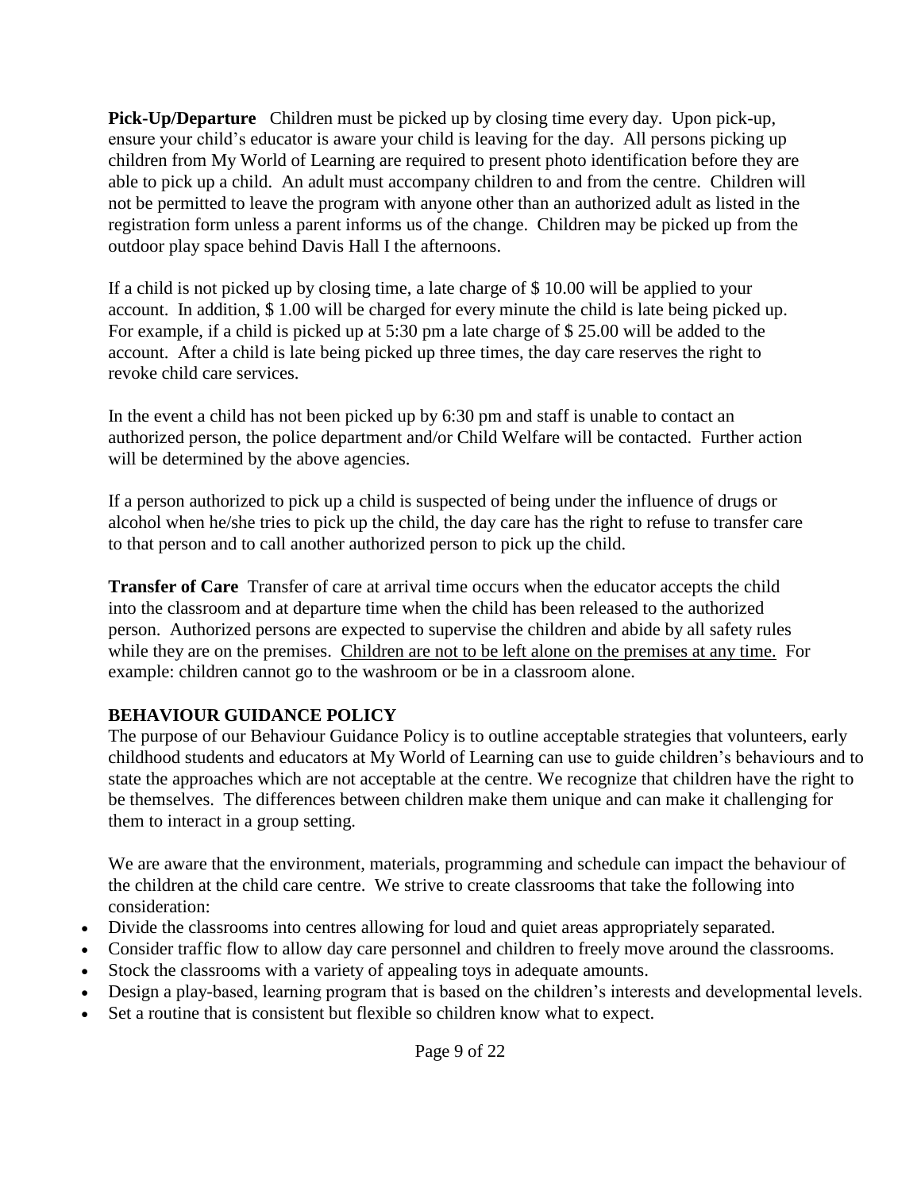**Pick-Up/Departure** Children must be picked up by closing time every day. Upon pick-up, ensure your child's educator is aware your child is leaving for the day. All persons picking up children from My World of Learning are required to present photo identification before they are able to pick up a child. An adult must accompany children to and from the centre. Children will not be permitted to leave the program with anyone other than an authorized adult as listed in the registration form unless a parent informs us of the change. Children may be picked up from the outdoor play space behind Davis Hall I the afternoons.

If a child is not picked up by closing time, a late charge of $ 10.00 will be applied to your account. In addition, $ 1.00 will be charged for every minute the child is late being picked up. For example, if a child is picked up at 5:30 pm a late charge of $ 25.00 will be added to the account. After a child is late being picked up three times, the day care reserves the right to revoke child care services.

In the event a child has not been picked up by 6:30 pm and staff is unable to contact an authorized person, the police department and/or Child Welfare will be contacted. Further action will be determined by the above agencies.

If a person authorized to pick up a child is suspected of being under the influence of drugs or alcohol when he/she tries to pick up the child, the day care has the right to refuse to transfer care to that person and to call another authorized person to pick up the child.

**Transfer of Care** Transfer of care at arrival time occurs when the educator accepts the child into the classroom and at departure time when the child has been released to the authorized person. Authorized persons are expected to supervise the children and abide by all safety rules while they are on the premises. <u>Children are not to be left alone on the premises at any time.</u> For example: children cannot go to the washroom or be in a classroom alone.

**BEHAVIOUR GUIDANCE POLICY**

The purpose of our Behaviour Guidance Policy is to outline acceptable strategies that volunteers, early childhood students and educators at My World of Learning can use to guide children's behaviours and to state the approaches which are not acceptable at the centre. We recognize that children have the right to be themselves. The differences between children make them unique and can make it challenging for them to interact in a group setting.

We are aware that the environment, materials, programming and schedule can impact the behaviour of the children at the child care centre. We strive to create classrooms that take the following into consideration:

- Divide the classrooms into centres allowing for loud and quiet areas appropriately separated.
- Consider traffic flow to allow day care personnel and children to freely move around the classrooms.
- Stock the classrooms with a variety of appealing toys in adequate amounts.
- Design a play-based, learning program that is based on the children's interests and developmental levels.
- Set a routine that is consistent but flexible so children know what to expect.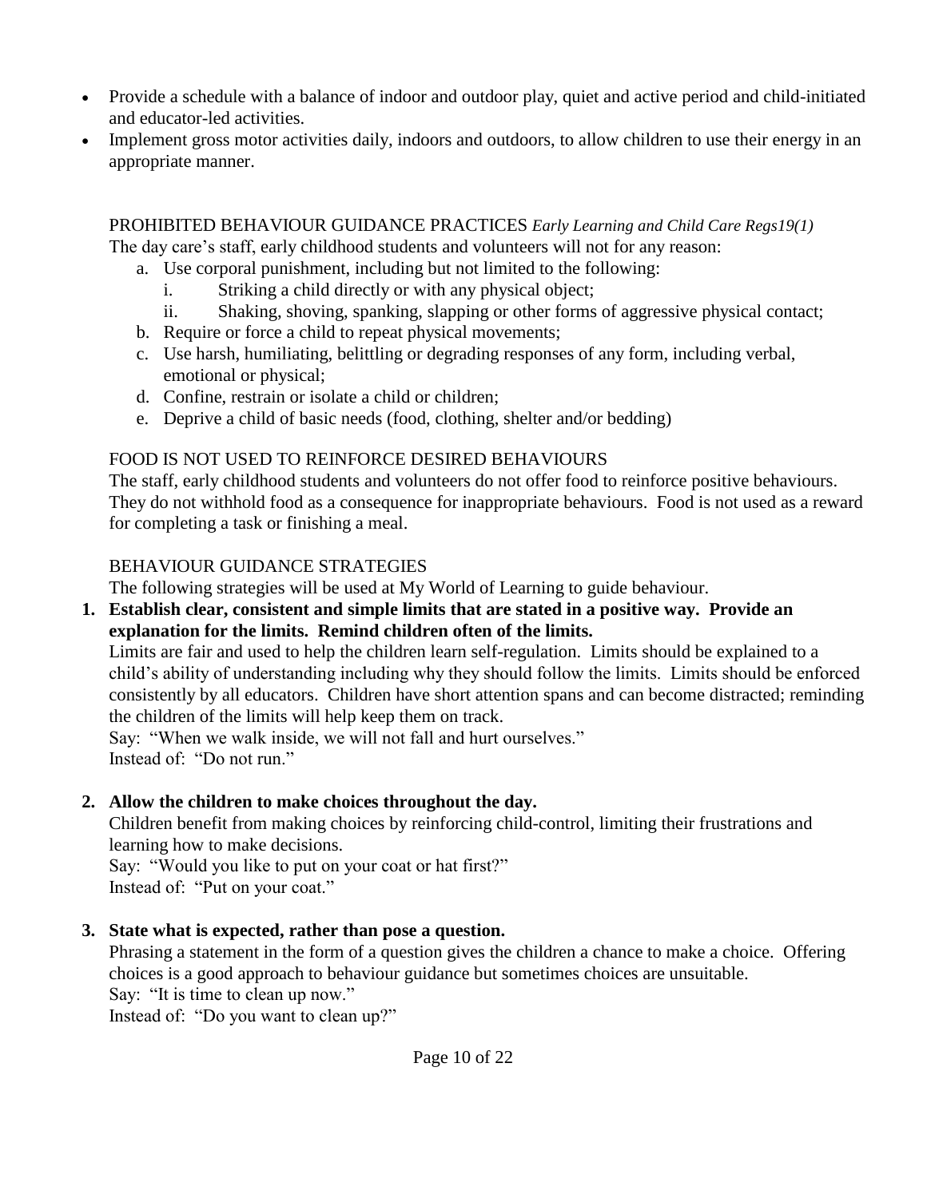- Provide a schedule with a balance of indoor and outdoor play, quiet and active period and child-initiated and educator-led activities.
- Implement gross motor activities daily, indoors and outdoors, to allow children to use their energy in an appropriate manner.

PROHIBITED BEHAVIOUR GUIDANCE PRACTICES *Early Learning and Child Care Regs19(1)*

The day care's staff, early childhood students and volunteers will not for any reason:

a. Use corporal punishment, including but not limited to the following:
   i. Striking a child directly or with any physical object;
   ii. Shaking, shoving, spanking, slapping or other forms of aggressive physical contact;
b. Require or force a child to repeat physical movements;
c. Use harsh, humiliating, belittling or degrading responses of any form, including verbal, emotional or physical;
d. Confine, restrain or isolate a child or children;
e. Deprive a child of basic needs (food, clothing, shelter and/or bedding)

FOOD IS NOT USED TO REINFORCE DESIRED BEHAVIOURS

The staff, early childhood students and volunteers do not offer food to reinforce positive behaviours. They do not withhold food as a consequence for inappropriate behaviours. Food is not used as a reward for completing a task or finishing a meal.

BEHAVIOUR GUIDANCE STRATEGIES

The following strategies will be used at My World of Learning to guide behaviour.

1. **Establish clear, consistent and simple limits that are stated in a positive way. Provide an explanation for the limits. Remind children often of the limits.**

   Limits are fair and used to help the children learn self-regulation. Limits should be explained to a child's ability of understanding including why they should follow the limits. Limits should be enforced consistently by all educators. Children have short attention spans and can become distracted; reminding the children of the limits will help keep them on track.

   Say: "When we walk inside, we will not fall and hurt ourselves."
   Instead of: "Do not run."

2. **Allow the children to make choices throughout the day.**

   Children benefit from making choices by reinforcing child-control, limiting their frustrations and learning how to make decisions.

   Say: "Would you like to put on your coat or hat first?"
   Instead of: "Put on your coat."

3. **State what is expected, rather than pose a question.**

   Phrasing a statement in the form of a question gives the children a chance to make a choice. Offering choices is a good approach to behaviour guidance but sometimes choices are unsuitable.

   Say: "It is time to clean up now."
   Instead of: "Do you want to clean up?"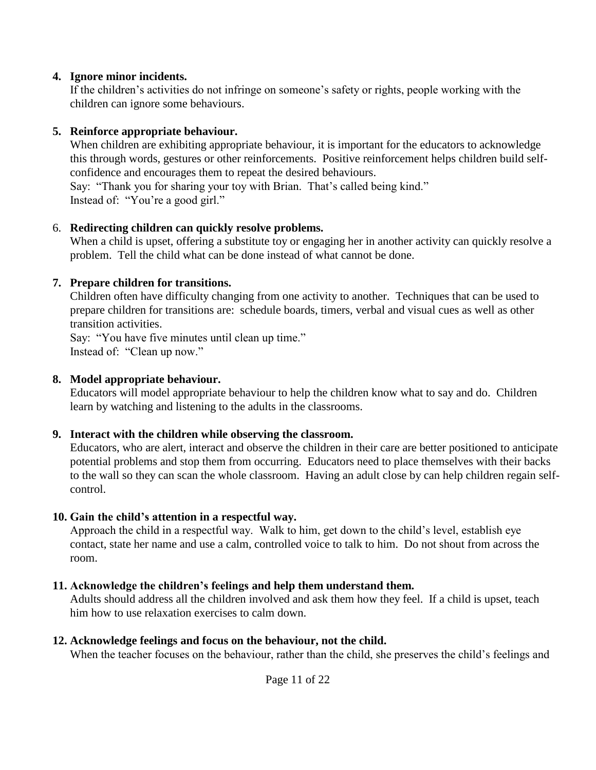4. **Ignore minor incidents.**
   If the children's activities do not infringe on someone's safety or rights, people working with the children can ignore some behaviours.

5. **Reinforce appropriate behaviour.**
   When children are exhibiting appropriate behaviour, it is important for the educators to acknowledge this through words, gestures or other reinforcements. Positive reinforcement helps children build self-confidence and encourages them to repeat the desired behaviours.
   Say: "Thank you for sharing your toy with Brian. That's called being kind."
   Instead of: "You're a good girl."

6. **Redirecting children can quickly resolve problems.**
   When a child is upset, offering a substitute toy or engaging her in another activity can quickly resolve a problem. Tell the child what can be done instead of what cannot be done.

7. **Prepare children for transitions.**
   Children often have difficulty changing from one activity to another. Techniques that can be used to prepare children for transitions are: schedule boards, timers, verbal and visual cues as well as other transition activities.
   Say: "You have five minutes until clean up time."
   Instead of: "Clean up now."

8. **Model appropriate behaviour.**
   Educators will model appropriate behaviour to help the children know what to say and do. Children learn by watching and listening to the adults in the classrooms.

9. **Interact with the children while observing the classroom.**
   Educators, who are alert, interact and observe the children in their care are better positioned to anticipate potential problems and stop them from occurring. Educators need to place themselves with their backs to the wall so they can scan the whole classroom. Having an adult close by can help children regain self-control.

10. **Gain the child's attention in a respectful way.**
    Approach the child in a respectful way. Walk to him, get down to the child's level, establish eye contact, state her name and use a calm, controlled voice to talk to him. Do not shout from across the room.

11. **Acknowledge the children's feelings and help them understand them.**
    Adults should address all the children involved and ask them how they feel. If a child is upset, teach him how to use relaxation exercises to calm down.

12. **Acknowledge feelings and focus on the behaviour, not the child.**
    When the teacher focuses on the behaviour, rather than the child, she preserves the child's feelings and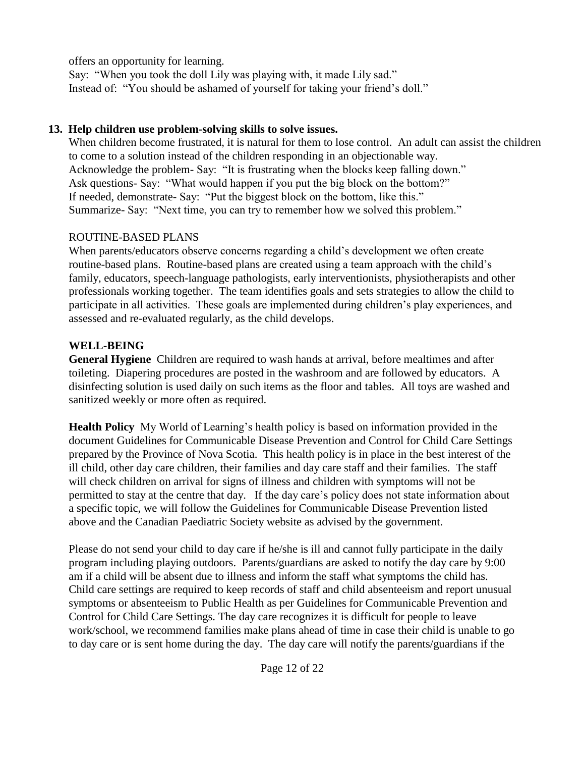offers an opportunity for learning.
Say: "When you took the doll Lily was playing with, it made Lily sad."
Instead of: "You should be ashamed of yourself for taking your friend's doll."

**13. Help children use problem-solving skills to solve issues.**

When children become frustrated, it is natural for them to lose control. An adult can assist the children to come to a solution instead of the children responding in an objectionable way.
Acknowledge the problem- Say: "It is frustrating when the blocks keep falling down."
Ask questions- Say: "What would happen if you put the big block on the bottom?"
If needed, demonstrate- Say: "Put the biggest block on the bottom, like this."
Summarize- Say: "Next time, you can try to remember how we solved this problem."

ROUTINE-BASED PLANS

When parents/educators observe concerns regarding a child's development we often create routine-based plans. Routine-based plans are created using a team approach with the child's family, educators, speech-language pathologists, early interventionists, physiotherapists and other professionals working together. The team identifies goals and sets strategies to allow the child to participate in all activities. These goals are implemented during children's play experiences, and assessed and re-evaluated regularly, as the child develops.

**WELL-BEING**

**General Hygiene** Children are required to wash hands at arrival, before mealtimes and after toileting. Diapering procedures are posted in the washroom and are followed by educators. A disinfecting solution is used daily on such items as the floor and tables. All toys are washed and sanitized weekly or more often as required.

**Health Policy** My World of Learning's health policy is based on information provided in the document Guidelines for Communicable Disease Prevention and Control for Child Care Settings prepared by the Province of Nova Scotia. This health policy is in place in the best interest of the ill child, other day care children, their families and day care staff and their families. The staff will check children on arrival for signs of illness and children with symptoms will not be permitted to stay at the centre that day. If the day care's policy does not state information about a specific topic, we will follow the Guidelines for Communicable Disease Prevention listed above and the Canadian Paediatric Society website as advised by the government.

Please do not send your child to day care if he/she is ill and cannot fully participate in the daily program including playing outdoors. Parents/guardians are asked to notify the day care by 9:00 am if a child will be absent due to illness and inform the staff what symptoms the child has. Child care settings are required to keep records of staff and child absenteeism and report unusual symptoms or absenteeism to Public Health as per Guidelines for Communicable Prevention and Control for Child Care Settings. The day care recognizes it is difficult for people to leave work/school, we recommend families make plans ahead of time in case their child is unable to go to day care or is sent home during the day. The day care will notify the parents/guardians if the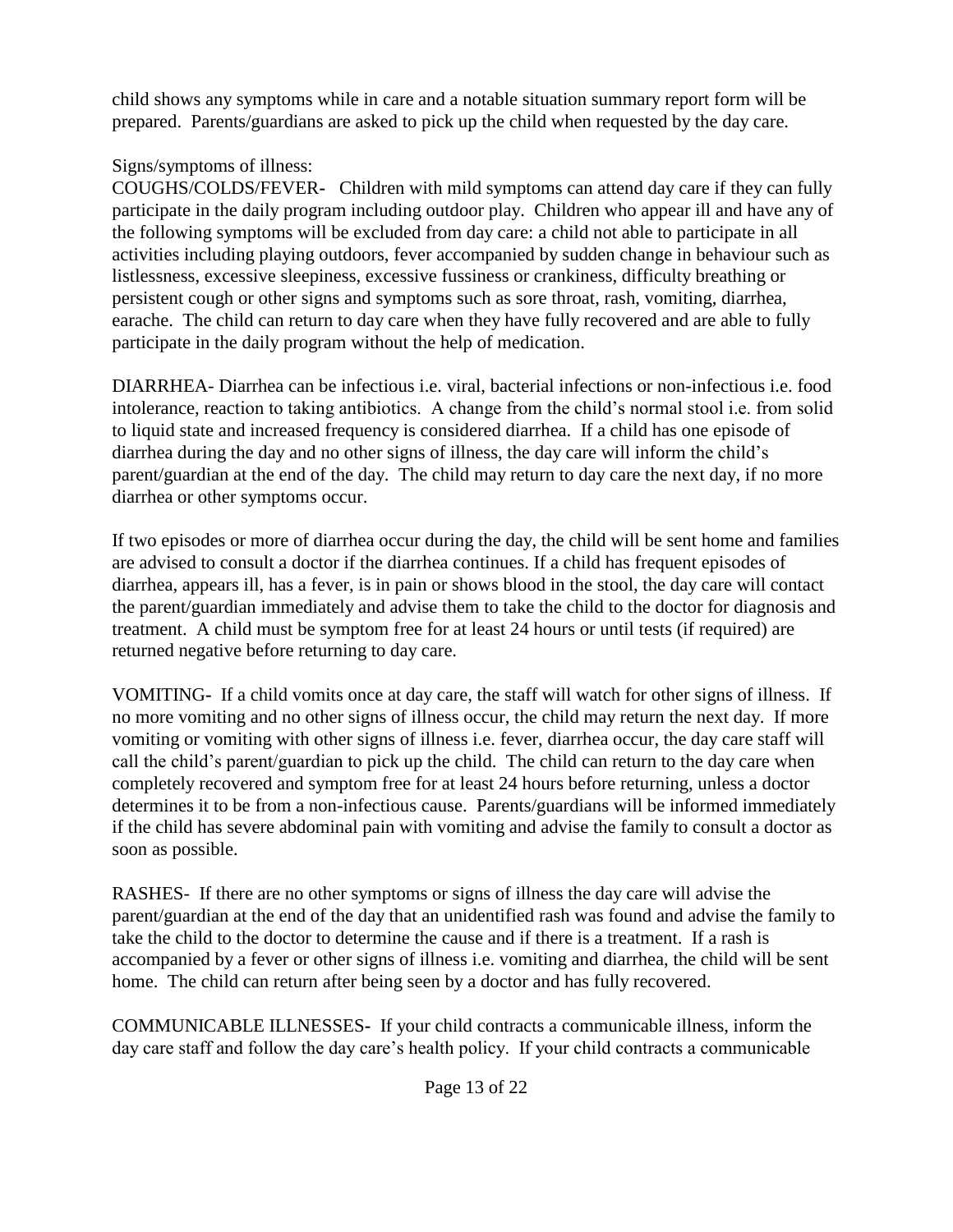child shows any symptoms while in care and a notable situation summary report form will be prepared. Parents/guardians are asked to pick up the child when requested by the day care.

Signs/symptoms of illness:

**COUGHS/COLDS/FEVER-** Children with mild symptoms can attend day care if they can fully participate in the daily program including outdoor play. Children who appear ill and have any of the following symptoms will be excluded from day care: a child not able to participate in all activities including playing outdoors, fever accompanied by sudden change in behaviour such as listlessness, excessive sleepiness, excessive fussiness or crankiness, difficulty breathing or persistent cough or other signs and symptoms such as sore throat, rash, vomiting, diarrhea, earache. The child can return to day care when they have fully recovered and are able to fully participate in the daily program without the help of medication.

DIARRHEA- Diarrhea can be infectious i.e. viral, bacterial infections or non-infectious i.e. food intolerance, reaction to taking antibiotics. A change from the child's normal stool i.e. from solid to liquid state and increased frequency is considered diarrhea. If a child has one episode of diarrhea during the day and no other signs of illness, the day care will inform the child's parent/guardian at the end of the day. The child may return to day care the next day, if no more diarrhea or other symptoms occur.

If two episodes or more of diarrhea occur during the day, the child will be sent home and families are advised to consult a doctor if the diarrhea continues. If a child has frequent episodes of diarrhea, appears ill, has a fever, is in pain or shows blood in the stool, the day care will contact the parent/guardian immediately and advise them to take the child to the doctor for diagnosis and treatment. A child must be symptom free for at least 24 hours or until tests (if required) are returned negative before returning to day care.

**VOMITING-** If a child vomits once at day care, the staff will watch for other signs of illness. If no more vomiting and no other signs of illness occur, the child may return the next day. If more vomiting or vomiting with other signs of illness i.e. fever, diarrhea occur, the day care staff will call the child's parent/guardian to pick up the child. The child can return to the day care when completely recovered and symptom free for at least 24 hours before returning, unless a doctor determines it to be from a non-infectious cause. Parents/guardians will be informed immediately if the child has severe abdominal pain with vomiting and advise the family to consult a doctor as soon as possible.

RASHES- If there are no other symptoms or signs of illness the day care will advise the parent/guardian at the end of the day that an unidentified rash was found and advise the family to take the child to the doctor to determine the cause and if there is a treatment. If a rash is accompanied by a fever or other signs of illness i.e. vomiting and diarrhea, the child will be sent home. The child can return after being seen by a doctor and has fully recovered.

**COMMUNICABLE ILLNESSES-** If your child contracts a communicable illness, inform the day care staff and follow the day care's health policy. If your child contracts a communicable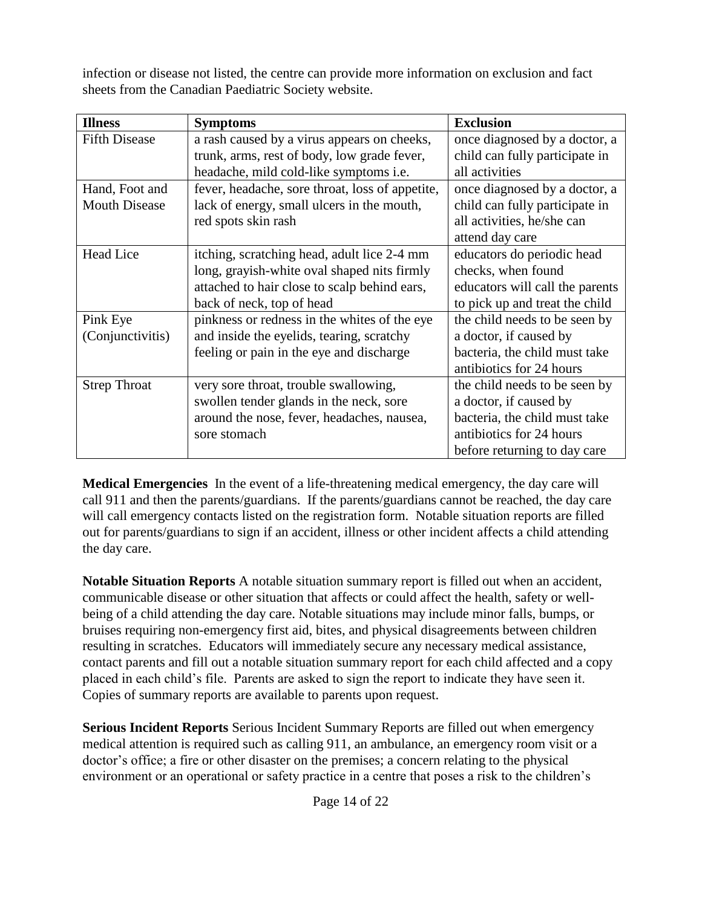infection or disease not listed, the centre can provide more information on exclusion and fact sheets from the Canadian Paediatric Society website.

| Illness | Symptoms | Exclusion |
|---|---|---|
| Fifth Disease | a rash caused by a virus appears on cheeks, trunk, arms, rest of body, low grade fever, headache, mild cold-like symptoms i.e. | once diagnosed by a doctor, a child can fully participate in all activities |
| Hand, Foot and Mouth Disease | fever, headache, sore throat, loss of appetite, lack of energy, small ulcers in the mouth, red spots skin rash | once diagnosed by a doctor, a child can fully participate in all activities, he/she can attend day care |
| Head Lice | itching, scratching head, adult lice 2-4 mm long, grayish-white oval shaped nits firmly attached to hair close to scalp behind ears, back of neck, top of head | educators do periodic head checks, when found educators will call the parents to pick up and treat the child |
| Pink Eye (Conjunctivitis) | pinkness or redness in the whites of the eye and inside the eyelids, tearing, scratchy feeling or pain in the eye and discharge | the child needs to be seen by a doctor, if caused by bacteria, the child must take antibiotics for 24 hours |
| Strep Throat | very sore throat, trouble swallowing, swollen tender glands in the neck, sore around the nose, fever, headaches, nausea, sore stomach | the child needs to be seen by a doctor, if caused by bacteria, the child must take antibiotics for 24 hours before returning to day care |

**Medical Emergencies** In the event of a life-threatening medical emergency, the day care will call 911 and then the parents/guardians. If the parents/guardians cannot be reached, the day care will call emergency contacts listed on the registration form. Notable situation reports are filled out for parents/guardians to sign if an accident, illness or other incident affects a child attending the day care.

**Notable Situation Reports** A notable situation summary report is filled out when an accident, communicable disease or other situation that affects or could affect the health, safety or well-being of a child attending the day care. Notable situations may include minor falls, bumps, or bruises requiring non-emergency first aid, bites, and physical disagreements between children resulting in scratches. Educators will immediately secure any necessary medical assistance, contact parents and fill out a notable situation summary report for each child affected and a copy placed in each child's file. Parents are asked to sign the report to indicate they have seen it. Copies of summary reports are available to parents upon request.

**Serious Incident Reports** Serious Incident Summary Reports are filled out when emergency medical attention is required such as calling 911, an ambulance, an emergency room visit or a doctor's office; a fire or other disaster on the premises; a concern relating to the physical environment or an operational or safety practice in a centre that poses a risk to the children's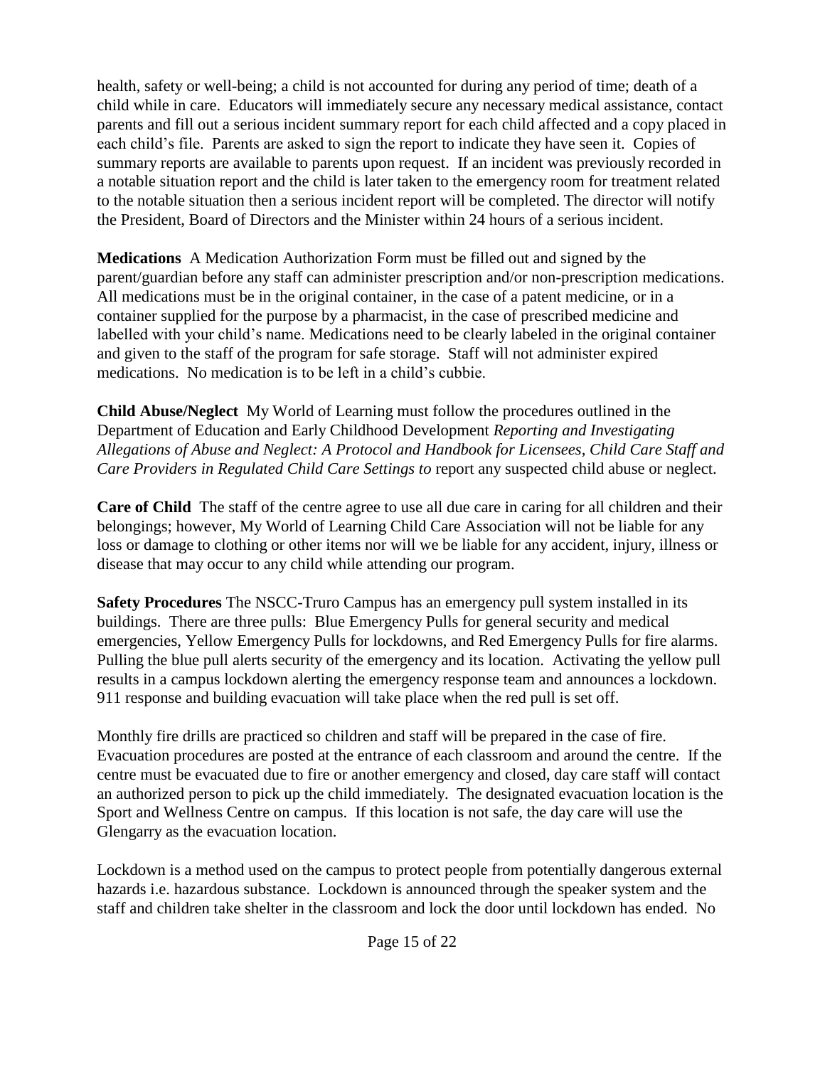health, safety or well-being; a child is not accounted for during any period of time; death of a child while in care. Educators will immediately secure any necessary medical assistance, contact parents and fill out a serious incident summary report for each child affected and a copy placed in each child's file. Parents are asked to sign the report to indicate they have seen it. Copies of summary reports are available to parents upon request. If an incident was previously recorded in a notable situation report and the child is later taken to the emergency room for treatment related to the notable situation then a serious incident report will be completed. The director will notify the President, Board of Directors and the Minister within 24 hours of a serious incident.

**Medications** A Medication Authorization Form must be filled out and signed by the parent/guardian before any staff can administer prescription and/or non-prescription medications. All medications must be in the original container, in the case of a patent medicine, or in a container supplied for the purpose by a pharmacist, in the case of prescribed medicine and labelled with your child's name. Medications need to be clearly labeled in the original container and given to the staff of the program for safe storage. Staff will not administer expired medications. No medication is to be left in a child's cubbie.

**Child Abuse/Neglect** My World of Learning must follow the procedures outlined in the Department of Education and Early Childhood Development *Reporting and Investigating Allegations of Abuse and Neglect: A Protocol and Handbook for Licensees, Child Care Staff and Care Providers in Regulated Child Care Settings to* report any suspected child abuse or neglect.

**Care of Child** The staff of the centre agree to use all due care in caring for all children and their belongings; however, My World of Learning Child Care Association will not be liable for any loss or damage to clothing or other items nor will we be liable for any accident, injury, illness or disease that may occur to any child while attending our program.

**Safety Procedures** The NSCC-Truro Campus has an emergency pull system installed in its buildings. There are three pulls: Blue Emergency Pulls for general security and medical emergencies, Yellow Emergency Pulls for lockdowns, and Red Emergency Pulls for fire alarms. Pulling the blue pull alerts security of the emergency and its location. Activating the yellow pull results in a campus lockdown alerting the emergency response team and announces a lockdown. 911 response and building evacuation will take place when the red pull is set off.

Monthly fire drills are practiced so children and staff will be prepared in the case of fire. Evacuation procedures are posted at the entrance of each classroom and around the centre. If the centre must be evacuated due to fire or another emergency and closed, day care staff will contact an authorized person to pick up the child immediately. The designated evacuation location is the Sport and Wellness Centre on campus. If this location is not safe, the day care will use the Glengarry as the evacuation location.

Lockdown is a method used on the campus to protect people from potentially dangerous external hazards i.e. hazardous substance. Lockdown is announced through the speaker system and the staff and children take shelter in the classroom and lock the door until lockdown has ended. No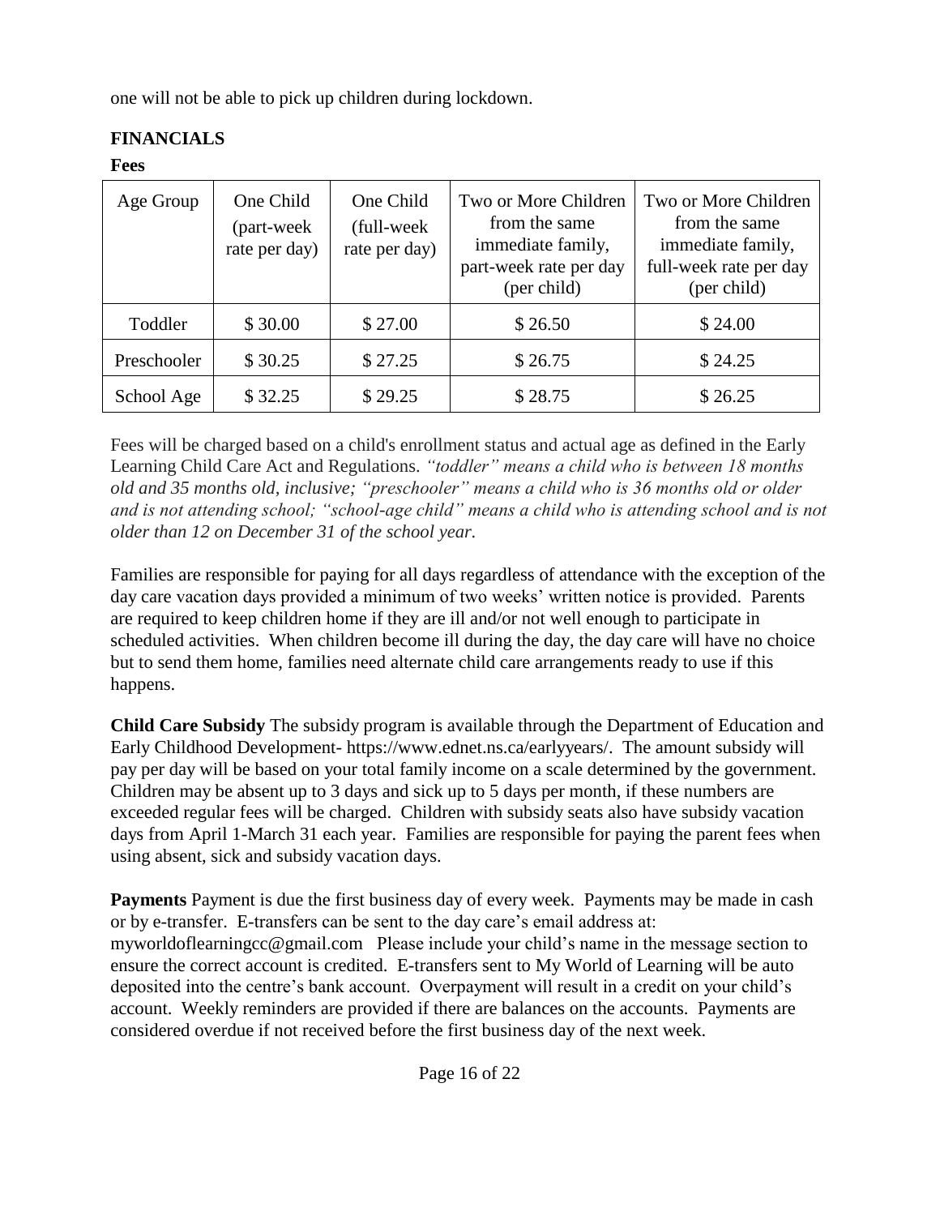one will not be able to pick up children during lockdown.

## FINANCIALS

### Fees

| Age Group | One Child (part-week rate per day) | One Child (full-week rate per day) | Two or More Children from the same immediate family, part-week rate per day (per child) | Two or More Children from the same immediate family, full-week rate per day (per child) |
|---|---|---|---|---|
| Toddler | $ 30.00 | $ 27.00 | $ 26.50 | $ 24.00 |
| Preschooler | $ 30.25 | $ 27.25 | $ 26.75 | $ 24.25 |
| School Age | $ 32.25 | $ 29.25 | $ 28.75 | $ 26.25 |

Fees will be charged based on a child's enrollment status and actual age as defined in the Early Learning Child Care Act and Regulations. *"toddler" means a child who is between 18 months old and 35 months old, inclusive; "preschooler" means a child who is 36 months old or older and is not attending school; "school-age child" means a child who is attending school and is not older than 12 on December 31 of the school year.*

Families are responsible for paying for all days regardless of attendance with the exception of the day care vacation days provided a minimum of two weeks' written notice is provided. Parents are required to keep children home if they are ill and/or not well enough to participate in scheduled activities. When children become ill during the day, the day care will have no choice but to send them home, families need alternate child care arrangements ready to use if this happens.

**Child Care Subsidy** The subsidy program is available through the Department of Education and Early Childhood Development- https://www.ednet.ns.ca/earlyyears/. The amount subsidy will pay per day will be based on your total family income on a scale determined by the government. Children may be absent up to 3 days and sick up to 5 days per month, if these numbers are exceeded regular fees will be charged. Children with subsidy seats also have subsidy vacation days from April 1-March 31 each year. Families are responsible for paying the parent fees when using absent, sick and subsidy vacation days.

**Payments** Payment is due the first business day of every week. Payments may be made in cash or by e-transfer. E-transfers can be sent to the day care's email address at: myworldoflearningcc@gmail.com Please include your child's name in the message section to ensure the correct account is credited. E-transfers sent to My World of Learning will be auto deposited into the centre's bank account. Overpayment will result in a credit on your child's account. Weekly reminders are provided if there are balances on the accounts. Payments are considered overdue if not received before the first business day of the next week.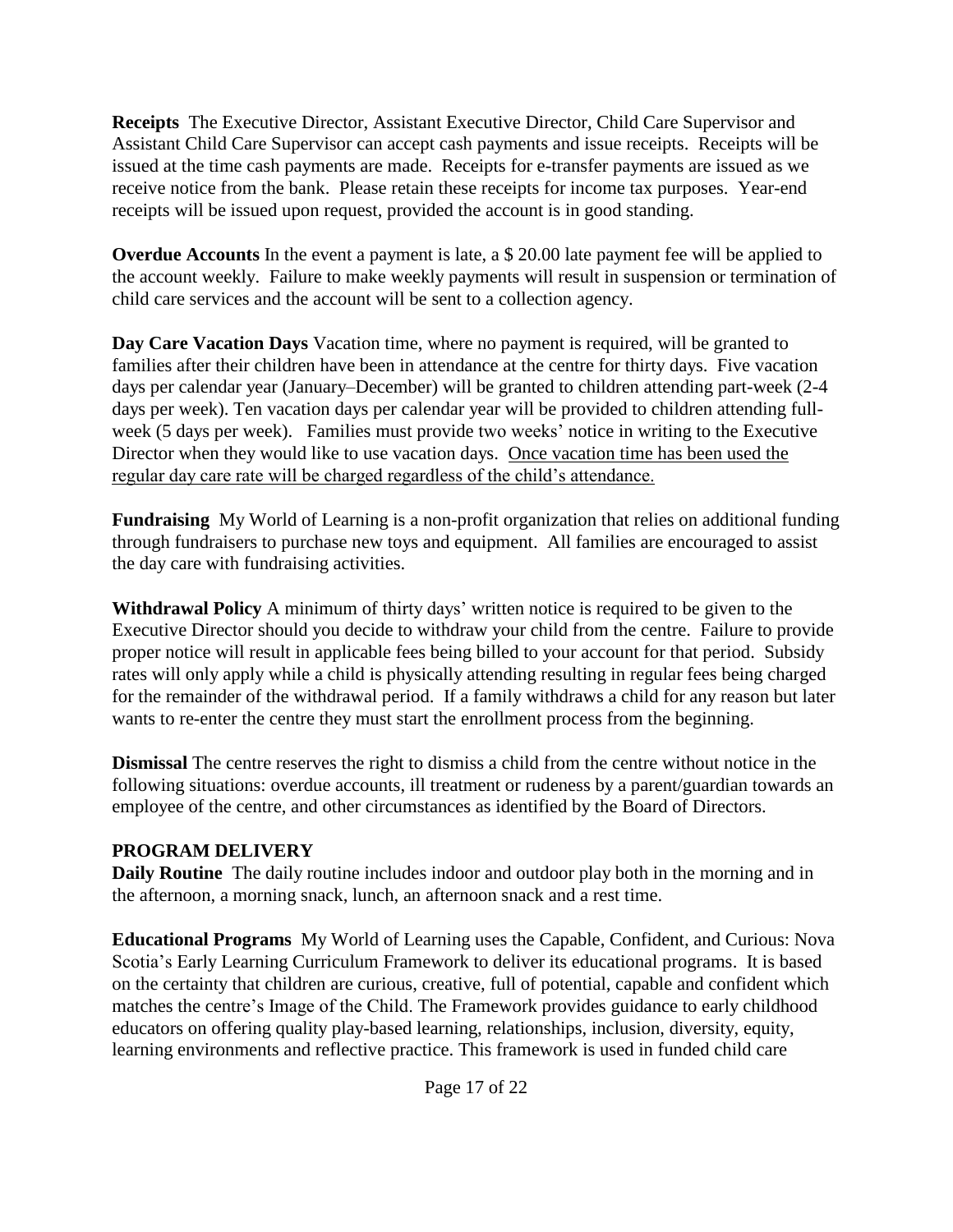**Receipts** The Executive Director, Assistant Executive Director, Child Care Supervisor and Assistant Child Care Supervisor can accept cash payments and issue receipts. Receipts will be issued at the time cash payments are made. Receipts for e-transfer payments are issued as we receive notice from the bank. Please retain these receipts for income tax purposes. Year-end receipts will be issued upon request, provided the account is in good standing.

**Overdue Accounts** In the event a payment is late, a $ 20.00 late payment fee will be applied to the account weekly. Failure to make weekly payments will result in suspension or termination of child care services and the account will be sent to a collection agency.

**Day Care Vacation Days** Vacation time, where no payment is required, will be granted to families after their children have been in attendance at the centre for thirty days. Five vacation days per calendar year (January–December) will be granted to children attending part-week (2-4 days per week). Ten vacation days per calendar year will be provided to children attending full-week (5 days per week). Families must provide two weeks' notice in writing to the Executive Director when they would like to use vacation days. <u>Once vacation time has been used the regular day care rate will be charged regardless of the child's attendance.</u>

**Fundraising** My World of Learning is a non-profit organization that relies on additional funding through fundraisers to purchase new toys and equipment. All families are encouraged to assist the day care with fundraising activities.

**Withdrawal Policy** A minimum of thirty days' written notice is required to be given to the Executive Director should you decide to withdraw your child from the centre. Failure to provide proper notice will result in applicable fees being billed to your account for that period. Subsidy rates will only apply while a child is physically attending resulting in regular fees being charged for the remainder of the withdrawal period. If a family withdraws a child for any reason but later wants to re-enter the centre they must start the enrollment process from the beginning.

**Dismissal** The centre reserves the right to dismiss a child from the centre without notice in the following situations: overdue accounts, ill treatment or rudeness by a parent/guardian towards an employee of the centre, and other circumstances as identified by the Board of Directors.

## PROGRAM DELIVERY

**Daily Routine** The daily routine includes indoor and outdoor play both in the morning and in the afternoon, a morning snack, lunch, an afternoon snack and a rest time.

**Educational Programs** My World of Learning uses the Capable, Confident, and Curious: Nova Scotia's Early Learning Curriculum Framework to deliver its educational programs. It is based on the certainty that children are curious, creative, full of potential, capable and confident which matches the centre's Image of the Child. The Framework provides guidance to early childhood educators on offering quality play-based learning, relationships, inclusion, diversity, equity, learning environments and reflective practice. This framework is used in funded child care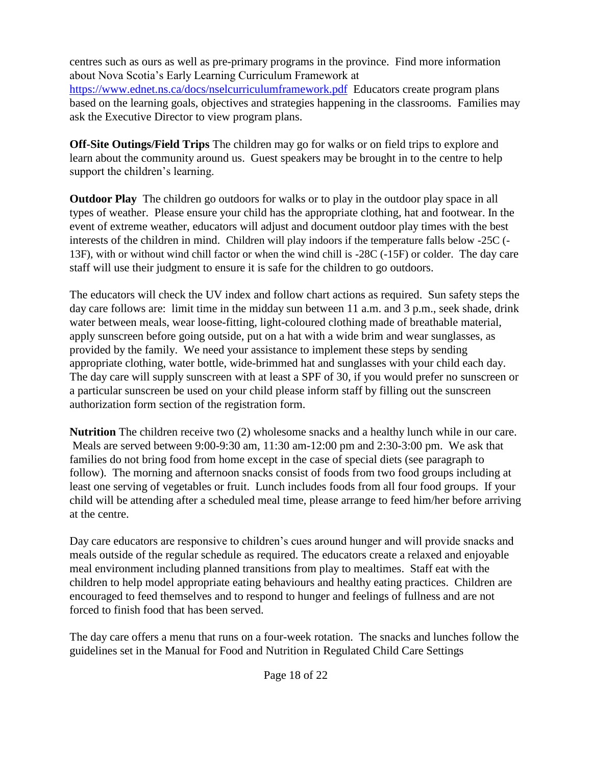centres such as ours as well as pre-primary programs in the province. Find more information about Nova Scotia's Early Learning Curriculum Framework at https://www.ednet.ns.ca/docs/nselcurriculumframework.pdf Educators create program plans based on the learning goals, objectives and strategies happening in the classrooms. Families may ask the Executive Director to view program plans.

**Off-Site Outings/Field Trips** The children may go for walks or on field trips to explore and learn about the community around us. Guest speakers may be brought in to the centre to help support the children's learning.

**Outdoor Play** The children go outdoors for walks or to play in the outdoor play space in all types of weather. Please ensure your child has the appropriate clothing, hat and footwear. In the event of extreme weather, educators will adjust and document outdoor play times with the best interests of the children in mind. Children will play indoors if the temperature falls below -25C (-13F), with or without wind chill factor or when the wind chill is -28C (-15F) or colder. The day care staff will use their judgment to ensure it is safe for the children to go outdoors.

The educators will check the UV index and follow chart actions as required. Sun safety steps the day care follows are: limit time in the midday sun between 11 a.m. and 3 p.m., seek shade, drink water between meals, wear loose-fitting, light-coloured clothing made of breathable material, apply sunscreen before going outside, put on a hat with a wide brim and wear sunglasses, as provided by the family. We need your assistance to implement these steps by sending appropriate clothing, water bottle, wide-brimmed hat and sunglasses with your child each day. The day care will supply sunscreen with at least a SPF of 30, if you would prefer no sunscreen or a particular sunscreen be used on your child please inform staff by filling out the sunscreen authorization form section of the registration form.

**Nutrition** The children receive two (2) wholesome snacks and a healthy lunch while in our care. Meals are served between 9:00-9:30 am, 11:30 am-12:00 pm and 2:30-3:00 pm. We ask that families do not bring food from home except in the case of special diets (see paragraph to follow). The morning and afternoon snacks consist of foods from two food groups including at least one serving of vegetables or fruit. Lunch includes foods from all four food groups. If your child will be attending after a scheduled meal time, please arrange to feed him/her before arriving at the centre.

Day care educators are responsive to children's cues around hunger and will provide snacks and meals outside of the regular schedule as required. The educators create a relaxed and enjoyable meal environment including planned transitions from play to mealtimes. Staff eat with the children to help model appropriate eating behaviours and healthy eating practices. Children are encouraged to feed themselves and to respond to hunger and feelings of fullness and are not forced to finish food that has been served.

The day care offers a menu that runs on a four-week rotation. The snacks and lunches follow the guidelines set in the Manual for Food and Nutrition in Regulated Child Care Settings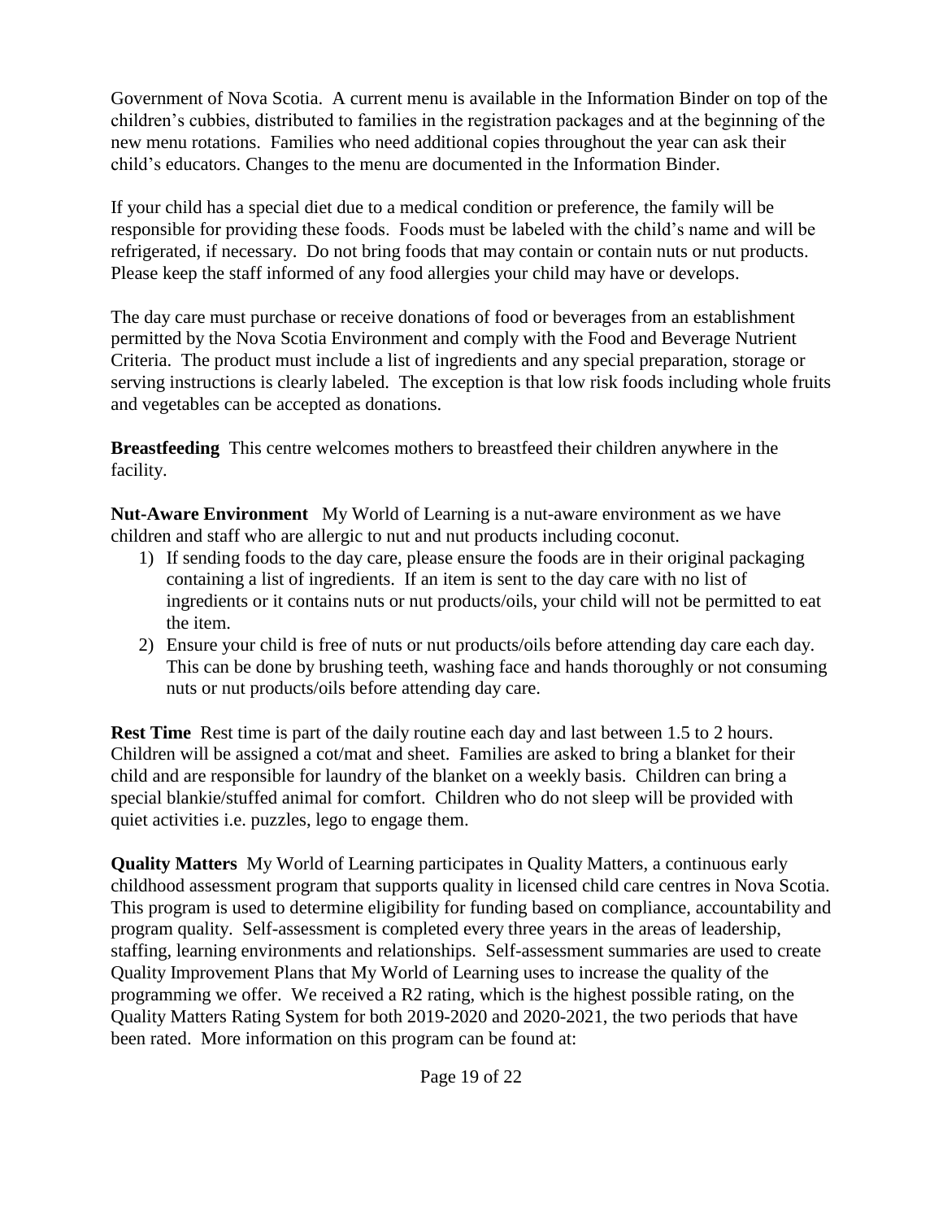Government of Nova Scotia. A current menu is available in the Information Binder on top of the children's cubbies, distributed to families in the registration packages and at the beginning of the new menu rotations. Families who need additional copies throughout the year can ask their child's educators. Changes to the menu are documented in the Information Binder.

If your child has a special diet due to a medical condition or preference, the family will be responsible for providing these foods. Foods must be labeled with the child's name and will be refrigerated, if necessary. Do not bring foods that may contain or contain nuts or nut products. Please keep the staff informed of any food allergies your child may have or develops.

The day care must purchase or receive donations of food or beverages from an establishment permitted by the Nova Scotia Environment and comply with the Food and Beverage Nutrient Criteria. The product must include a list of ingredients and any special preparation, storage or serving instructions is clearly labeled. The exception is that low risk foods including whole fruits and vegetables can be accepted as donations.

**Breastfeeding** This centre welcomes mothers to breastfeed their children anywhere in the facility.

**Nut-Aware Environment** My World of Learning is a nut-aware environment as we have children and staff who are allergic to nut and nut products including coconut.

1) If sending foods to the day care, please ensure the foods are in their original packaging containing a list of ingredients. If an item is sent to the day care with no list of ingredients or it contains nuts or nut products/oils, your child will not be permitted to eat the item.
2) Ensure your child is free of nuts or nut products/oils before attending day care each day. This can be done by brushing teeth, washing face and hands thoroughly or not consuming nuts or nut products/oils before attending day care.

**Rest Time** Rest time is part of the daily routine each day and last between 1.5 to 2 hours. Children will be assigned a cot/mat and sheet. Families are asked to bring a blanket for their child and are responsible for laundry of the blanket on a weekly basis. Children can bring a special blankie/stuffed animal for comfort. Children who do not sleep will be provided with quiet activities i.e. puzzles, lego to engage them.

**Quality Matters** My World of Learning participates in Quality Matters, a continuous early childhood assessment program that supports quality in licensed child care centres in Nova Scotia. This program is used to determine eligibility for funding based on compliance, accountability and program quality. Self-assessment is completed every three years in the areas of leadership, staffing, learning environments and relationships. Self-assessment summaries are used to create Quality Improvement Plans that My World of Learning uses to increase the quality of the programming we offer. We received a R2 rating, which is the highest possible rating, on the Quality Matters Rating System for both 2019-2020 and 2020-2021, the two periods that have been rated. More information on this program can be found at: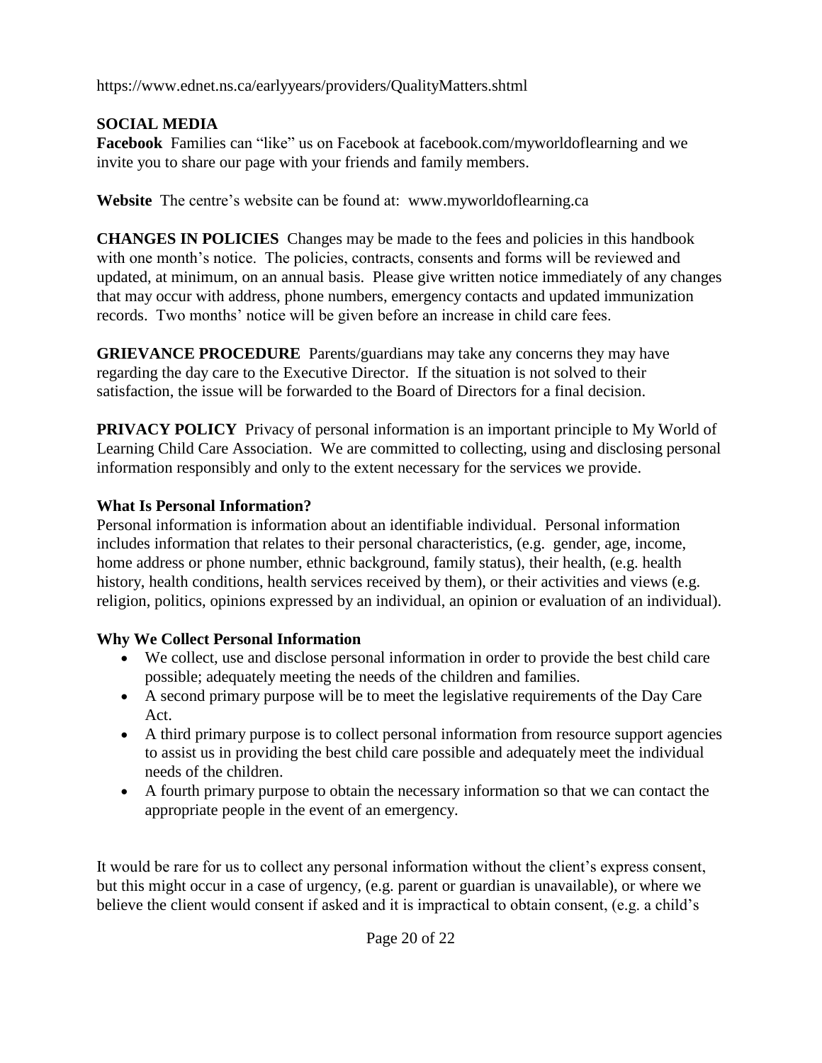https://www.ednet.ns.ca/earlyyears/providers/QualityMatters.shtml

## SOCIAL MEDIA

**Facebook** Families can "like" us on Facebook at facebook.com/myworldoflearning and we invite you to share our page with your friends and family members.

**Website** The centre's website can be found at: www.myworldoflearning.ca

**CHANGES IN POLICIES** Changes may be made to the fees and policies in this handbook with one month's notice. The policies, contracts, consents and forms will be reviewed and updated, at minimum, on an annual basis. Please give written notice immediately of any changes that may occur with address, phone numbers, emergency contacts and updated immunization records. Two months' notice will be given before an increase in child care fees.

**GRIEVANCE PROCEDURE** Parents/guardians may take any concerns they may have regarding the day care to the Executive Director. If the situation is not solved to their satisfaction, the issue will be forwarded to the Board of Directors for a final decision.

**PRIVACY POLICY** Privacy of personal information is an important principle to My World of Learning Child Care Association. We are committed to collecting, using and disclosing personal information responsibly and only to the extent necessary for the services we provide.

### What Is Personal Information?

Personal information is information about an identifiable individual. Personal information includes information that relates to their personal characteristics, (e.g. gender, age, income, home address or phone number, ethnic background, family status), their health, (e.g. health history, health conditions, health services received by them), or their activities and views (e.g. religion, politics, opinions expressed by an individual, an opinion or evaluation of an individual).

### Why We Collect Personal Information

- We collect, use and disclose personal information in order to provide the best child care possible; adequately meeting the needs of the children and families.
- A second primary purpose will be to meet the legislative requirements of the Day Care Act.
- A third primary purpose is to collect personal information from resource support agencies to assist us in providing the best child care possible and adequately meet the individual needs of the children.
- A fourth primary purpose to obtain the necessary information so that we can contact the appropriate people in the event of an emergency.

It would be rare for us to collect any personal information without the client's express consent, but this might occur in a case of urgency, (e.g. parent or guardian is unavailable), or where we believe the client would consent if asked and it is impractical to obtain consent, (e.g. a child's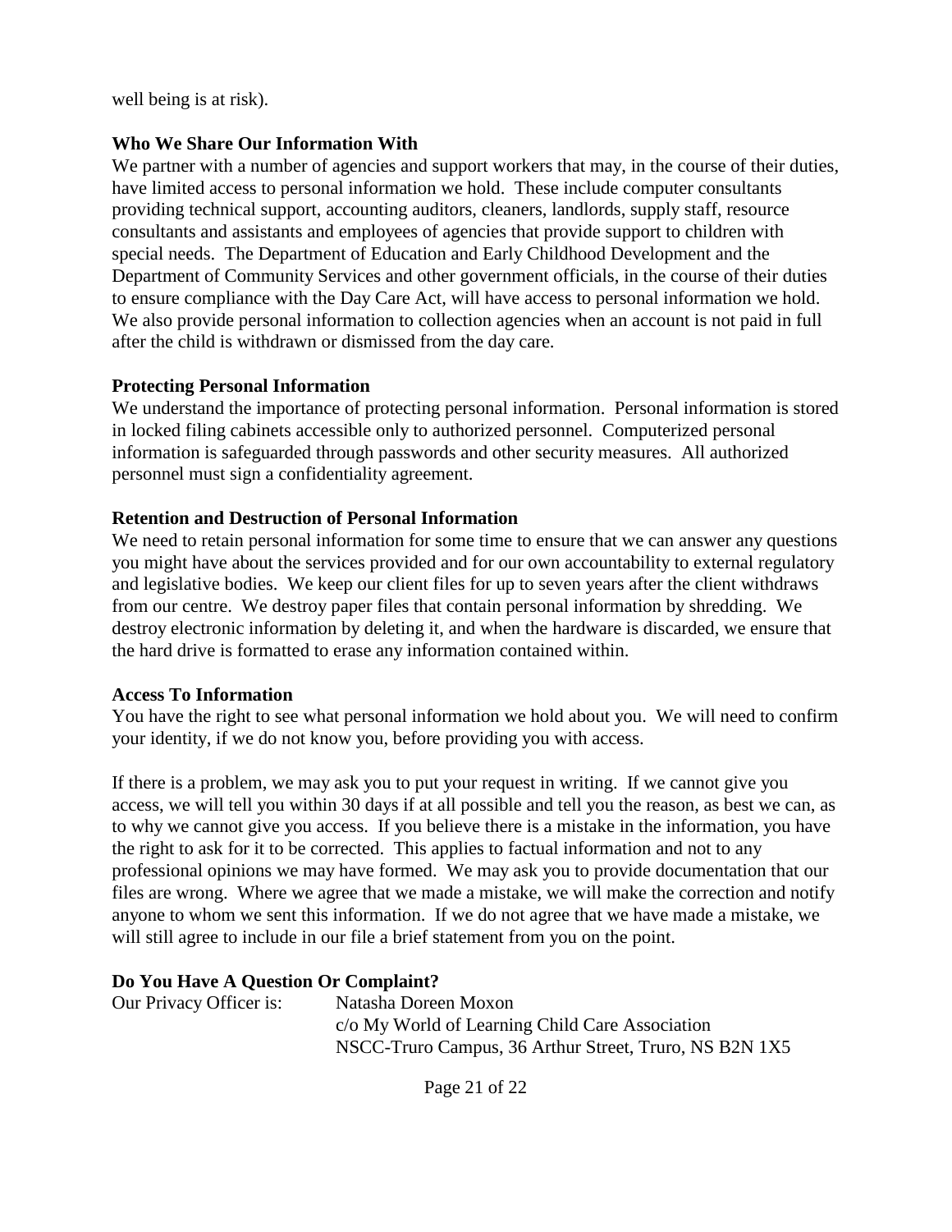well being is at risk).

**Who We Share Our Information With**

We partner with a number of agencies and support workers that may, in the course of their duties, have limited access to personal information we hold. These include computer consultants providing technical support, accounting auditors, cleaners, landlords, supply staff, resource consultants and assistants and employees of agencies that provide support to children with special needs. The Department of Education and Early Childhood Development and the Department of Community Services and other government officials, in the course of their duties to ensure compliance with the Day Care Act, will have access to personal information we hold. We also provide personal information to collection agencies when an account is not paid in full after the child is withdrawn or dismissed from the day care.

**Protecting Personal Information**

We understand the importance of protecting personal information. Personal information is stored in locked filing cabinets accessible only to authorized personnel. Computerized personal information is safeguarded through passwords and other security measures. All authorized personnel must sign a confidentiality agreement.

**Retention and Destruction of Personal Information**

We need to retain personal information for some time to ensure that we can answer any questions you might have about the services provided and for our own accountability to external regulatory and legislative bodies. We keep our client files for up to seven years after the client withdraws from our centre. We destroy paper files that contain personal information by shredding. We destroy electronic information by deleting it, and when the hardware is discarded, we ensure that the hard drive is formatted to erase any information contained within.

**Access To Information**

You have the right to see what personal information we hold about you. We will need to confirm your identity, if we do not know you, before providing you with access.

If there is a problem, we may ask you to put your request in writing. If we cannot give you access, we will tell you within 30 days if at all possible and tell you the reason, as best we can, as to why we cannot give you access. If you believe there is a mistake in the information, you have the right to ask for it to be corrected. This applies to factual information and not to any professional opinions we may have formed. We may ask you to provide documentation that our files are wrong. Where we agree that we made a mistake, we will make the correction and notify anyone to whom we sent this information. If we do not agree that we have made a mistake, we will still agree to include in our file a brief statement from you on the point.

**Do You Have A Question Or Complaint?**

Our Privacy Officer is: Natasha Doreen Moxon
c/o My World of Learning Child Care Association
NSCC-Truro Campus, 36 Arthur Street, Truro, NS B2N 1X5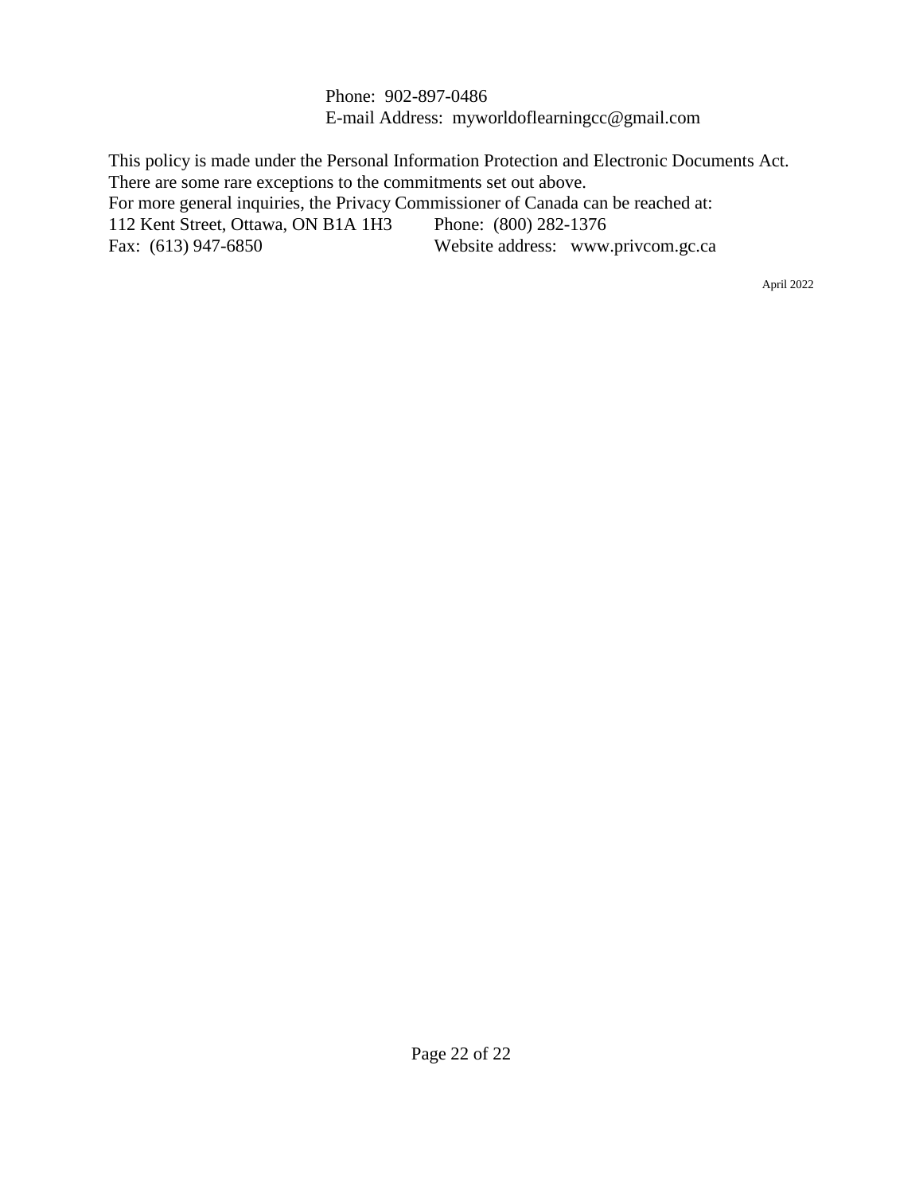Phone: 902-897-0486
E-mail Address: myworldoflearningcc@gmail.com

This policy is made under the Personal Information Protection and Electronic Documents Act.
There are some rare exceptions to the commitments set out above.
For more general inquiries, the Privacy Commissioner of Canada can be reached at:

112 Kent Street, Ottawa, ON B1A 1H3 Phone: (800) 282-1376
Fax: (613) 947-6850 Website address: www.privcom.gc.ca

April 2022